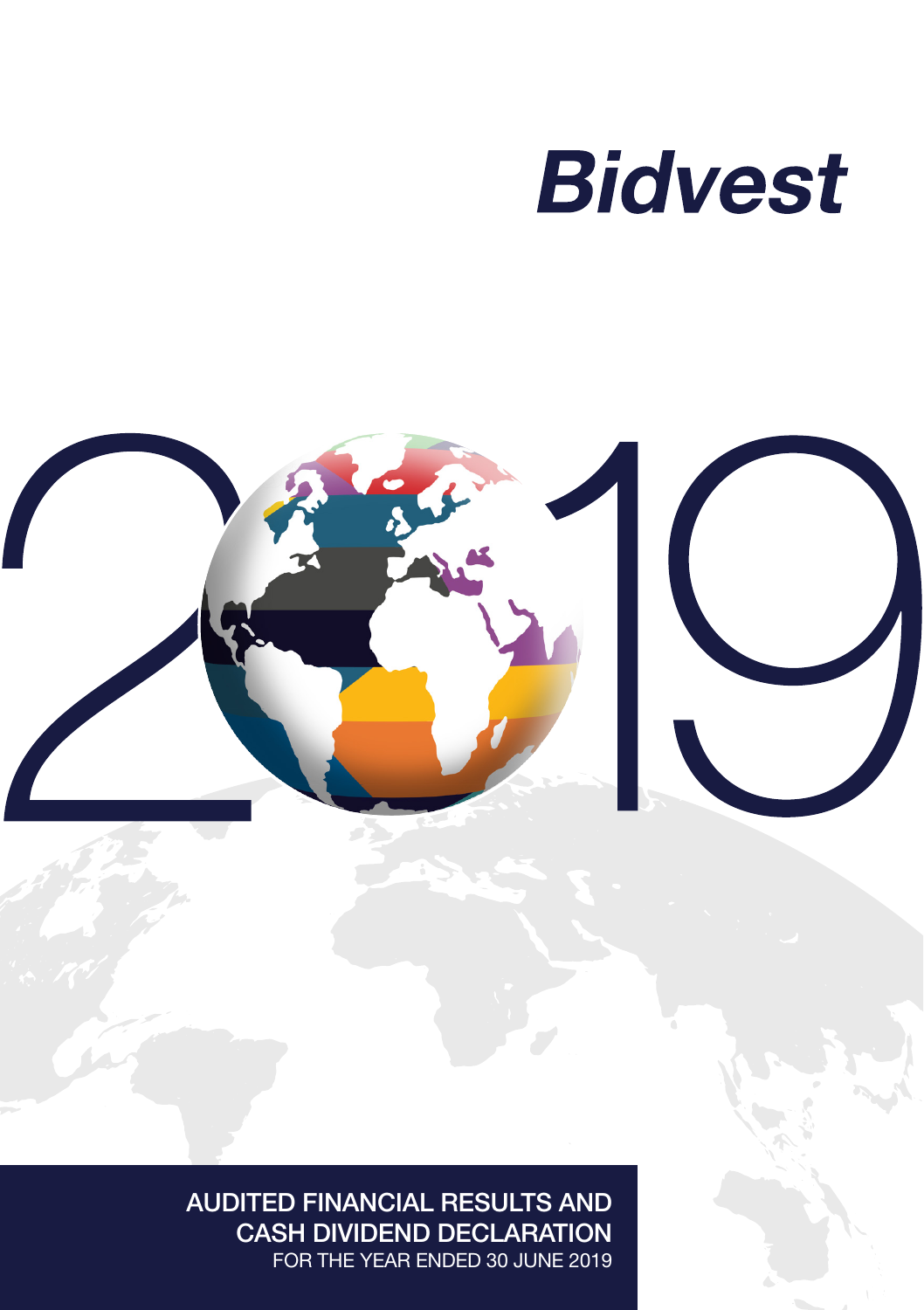# Bidvest

# 2019

## AUDITED FINANCIAL RESULTS AND CASH DIVIDEND DECLARATION

FOR THE YEAR ENDED 30 JUNE 2019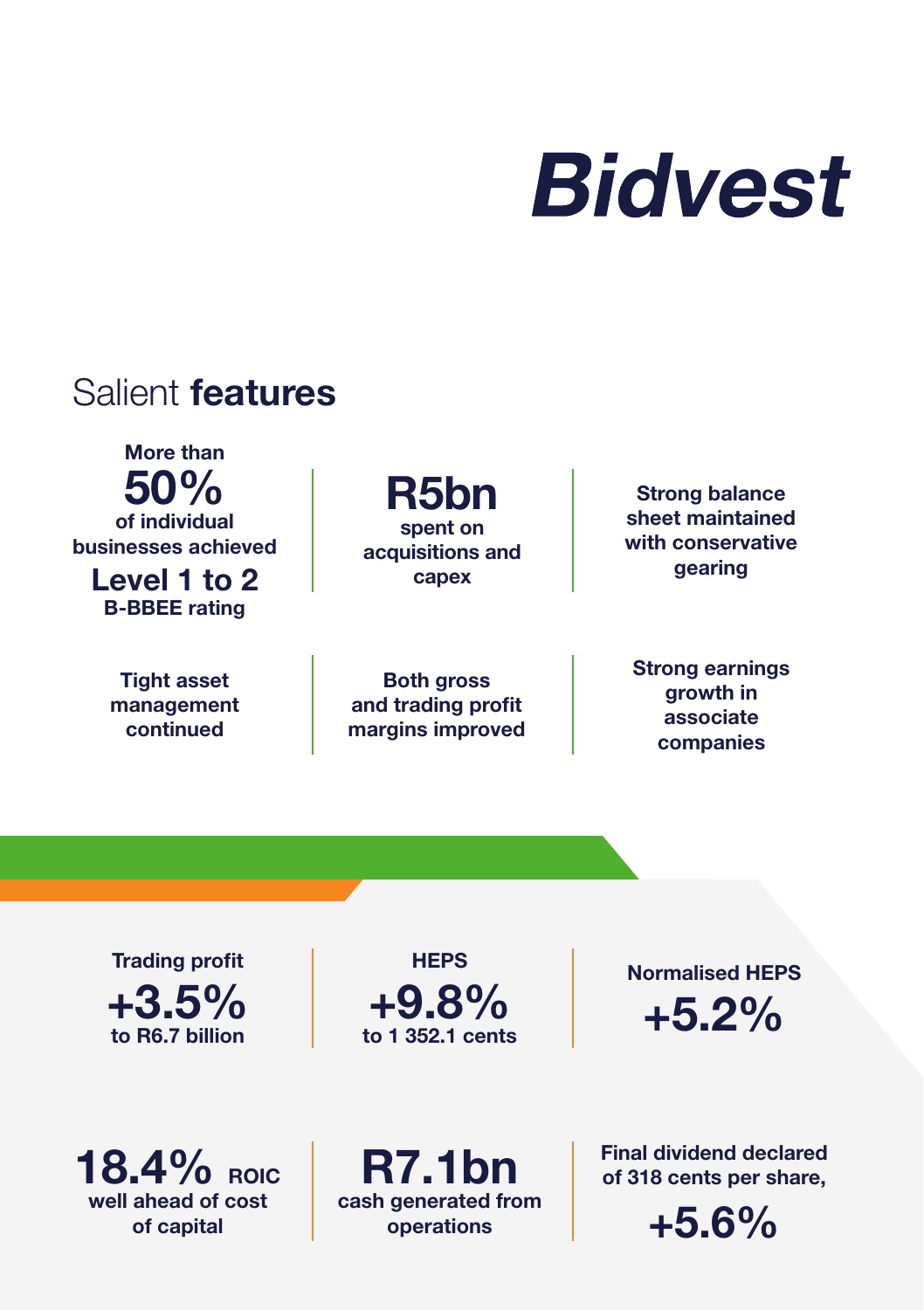# Bidvest

## Salient **features**

- More than **50%** of individual businesses achieved **Level 1 to 2** B-BBEE rating
- **R5bn** spent on acquisitions and capex
- Strong balance sheet maintained with conservative gearing
- Tight asset management continued
- Both gross and trading profit margins improved
- Strong earnings growth in associate companies

---

- Trading profit **+3.5%** to R6.7 billion
- HEPS **+9.8%** to 1 352.1 cents
- Normalised HEPS **+5.2%**
- **18.4%** ROIC well ahead of cost of capital
- **R7.1bn** cash generated from operations
- Final dividend declared of 318 cents per share, **+5.6%**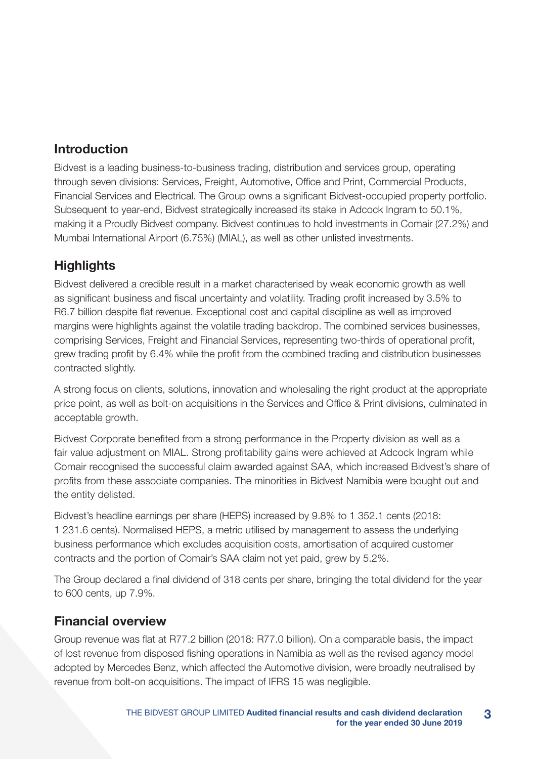## Introduction

Bidvest is a leading business-to-business trading, distribution and services group, operating through seven divisions: Services, Freight, Automotive, Office and Print, Commercial Products, Financial Services and Electrical. The Group owns a significant Bidvest-occupied property portfolio. Subsequent to year-end, Bidvest strategically increased its stake in Adcock Ingram to 50.1%, making it a Proudly Bidvest company. Bidvest continues to hold investments in Comair (27.2%) and Mumbai International Airport (6.75%) (MIAL), as well as other unlisted investments.

## Highlights

Bidvest delivered a credible result in a market characterised by weak economic growth as well as significant business and fiscal uncertainty and volatility. Trading profit increased by 3.5% to R6.7 billion despite flat revenue. Exceptional cost and capital discipline as well as improved margins were highlights against the volatile trading backdrop. The combined services businesses, comprising Services, Freight and Financial Services, representing two-thirds of operational profit, grew trading profit by 6.4% while the profit from the combined trading and distribution businesses contracted slightly.

A strong focus on clients, solutions, innovation and wholesaling the right product at the appropriate price point, as well as bolt-on acquisitions in the Services and Office & Print divisions, culminated in acceptable growth.

Bidvest Corporate benefited from a strong performance in the Property division as well as a fair value adjustment on MIAL. Strong profitability gains were achieved at Adcock Ingram while Comair recognised the successful claim awarded against SAA, which increased Bidvest's share of profits from these associate companies. The minorities in Bidvest Namibia were bought out and the entity delisted.

Bidvest's headline earnings per share (HEPS) increased by 9.8% to 1 352.1 cents (2018: 1 231.6 cents). Normalised HEPS, a metric utilised by management to assess the underlying business performance which excludes acquisition costs, amortisation of acquired customer contracts and the portion of Comair's SAA claim not yet paid, grew by 5.2%.

The Group declared a final dividend of 318 cents per share, bringing the total dividend for the year to 600 cents, up 7.9%.

## Financial overview

Group revenue was flat at R77.2 billion (2018: R77.0 billion). On a comparable basis, the impact of lost revenue from disposed fishing operations in Namibia as well as the revised agency model adopted by Mercedes Benz, which affected the Automotive division, were broadly neutralised by revenue from bolt-on acquisitions. The impact of IFRS 15 was negligible.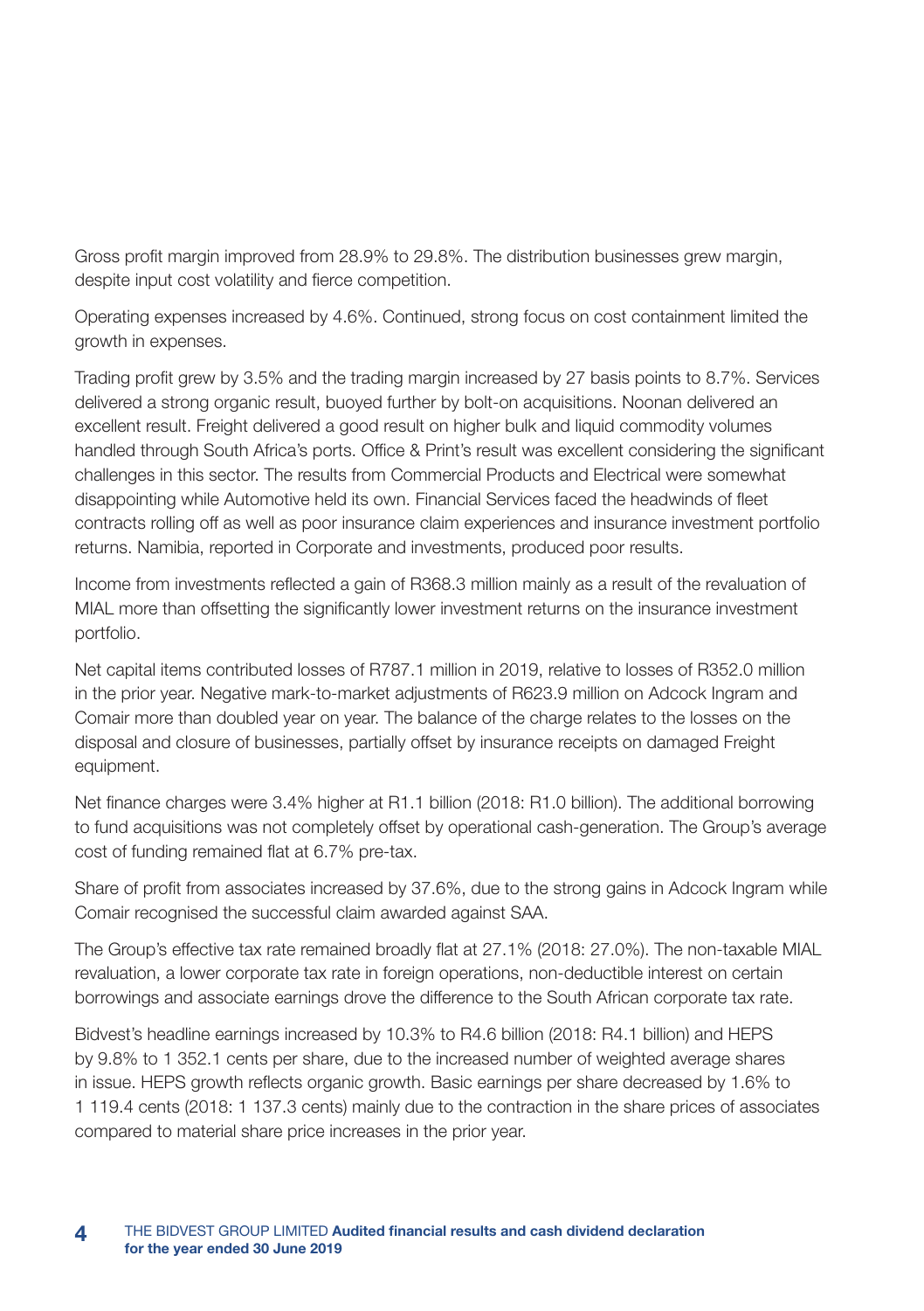Gross profit margin improved from 28.9% to 29.8%. The distribution businesses grew margin, despite input cost volatility and fierce competition.

Operating expenses increased by 4.6%. Continued, strong focus on cost containment limited the growth in expenses.

Trading profit grew by 3.5% and the trading margin increased by 27 basis points to 8.7%. Services delivered a strong organic result, buoyed further by bolt-on acquisitions. Noonan delivered an excellent result. Freight delivered a good result on higher bulk and liquid commodity volumes handled through South Africa's ports. Office & Print's result was excellent considering the significant challenges in this sector. The results from Commercial Products and Electrical were somewhat disappointing while Automotive held its own. Financial Services faced the headwinds of fleet contracts rolling off as well as poor insurance claim experiences and insurance investment portfolio returns. Namibia, reported in Corporate and investments, produced poor results.

Income from investments reflected a gain of R368.3 million mainly as a result of the revaluation of MIAL more than offsetting the significantly lower investment returns on the insurance investment portfolio.

Net capital items contributed losses of R787.1 million in 2019, relative to losses of R352.0 million in the prior year. Negative mark-to-market adjustments of R623.9 million on Adcock Ingram and Comair more than doubled year on year. The balance of the charge relates to the losses on the disposal and closure of businesses, partially offset by insurance receipts on damaged Freight equipment.

Net finance charges were 3.4% higher at R1.1 billion (2018: R1.0 billion). The additional borrowing to fund acquisitions was not completely offset by operational cash-generation. The Group's average cost of funding remained flat at 6.7% pre-tax.

Share of profit from associates increased by 37.6%, due to the strong gains in Adcock Ingram while Comair recognised the successful claim awarded against SAA.

The Group's effective tax rate remained broadly flat at 27.1% (2018: 27.0%). The non-taxable MIAL revaluation, a lower corporate tax rate in foreign operations, non-deductible interest on certain borrowings and associate earnings drove the difference to the South African corporate tax rate.

Bidvest's headline earnings increased by 10.3% to R4.6 billion (2018: R4.1 billion) and HEPS by 9.8% to 1 352.1 cents per share, due to the increased number of weighted average shares in issue. HEPS growth reflects organic growth. Basic earnings per share decreased by 1.6% to 1 119.4 cents (2018: 1 137.3 cents) mainly due to the contraction in the share prices of associates compared to material share price increases in the prior year.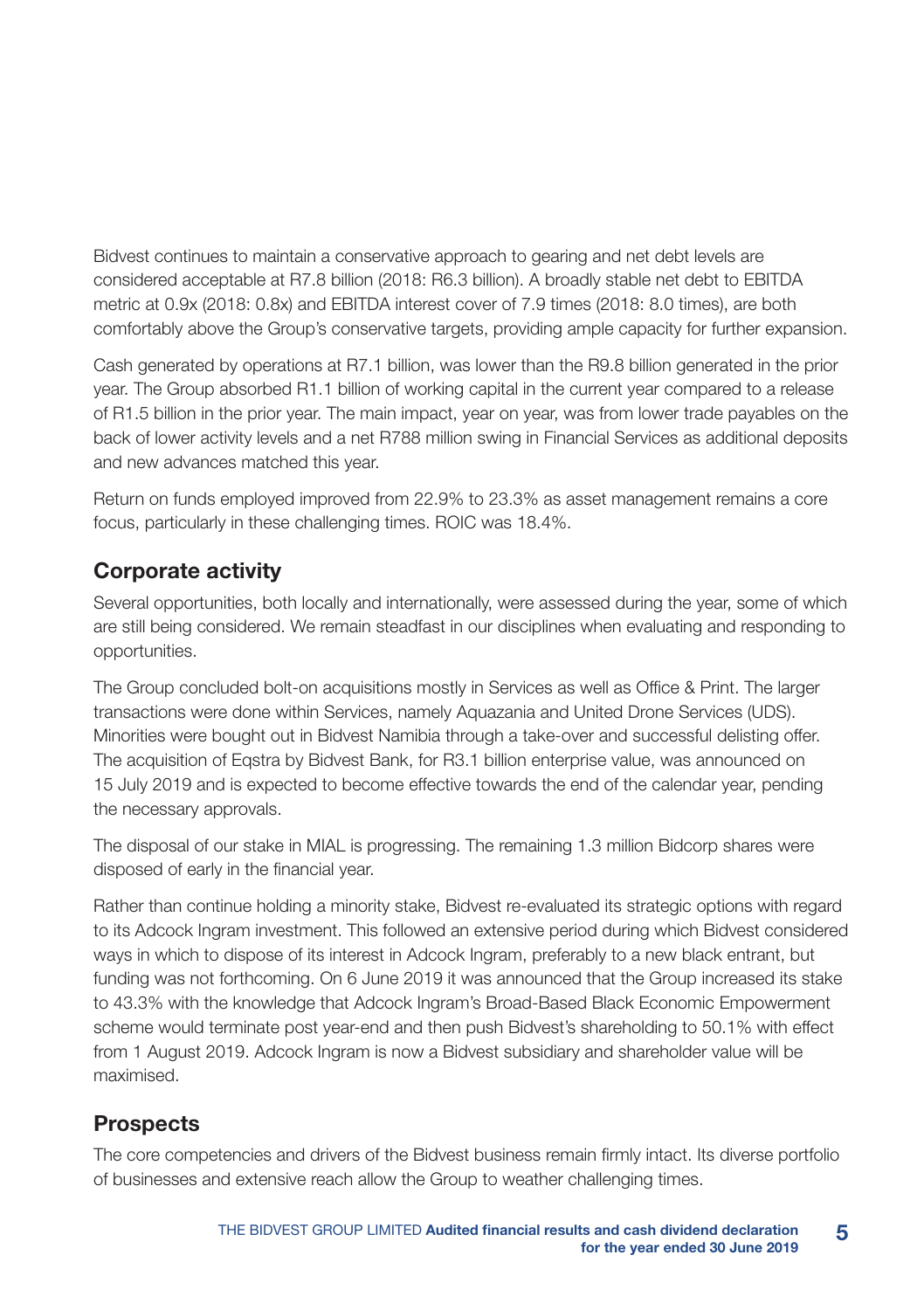Bidvest continues to maintain a conservative approach to gearing and net debt levels are considered acceptable at R7.8 billion (2018: R6.3 billion). A broadly stable net debt to EBITDA metric at 0.9x (2018: 0.8x) and EBITDA interest cover of 7.9 times (2018: 8.0 times), are both comfortably above the Group's conservative targets, providing ample capacity for further expansion.

Cash generated by operations at R7.1 billion, was lower than the R9.8 billion generated in the prior year. The Group absorbed R1.1 billion of working capital in the current year compared to a release of R1.5 billion in the prior year. The main impact, year on year, was from lower trade payables on the back of lower activity levels and a net R788 million swing in Financial Services as additional deposits and new advances matched this year.

Return on funds employed improved from 22.9% to 23.3% as asset management remains a core focus, particularly in these challenging times. ROIC was 18.4%.

## Corporate activity

Several opportunities, both locally and internationally, were assessed during the year, some of which are still being considered. We remain steadfast in our disciplines when evaluating and responding to opportunities.

The Group concluded bolt-on acquisitions mostly in Services as well as Office & Print. The larger transactions were done within Services, namely Aquazania and United Drone Services (UDS). Minorities were bought out in Bidvest Namibia through a take-over and successful delisting offer. The acquisition of Eqstra by Bidvest Bank, for R3.1 billion enterprise value, was announced on 15 July 2019 and is expected to become effective towards the end of the calendar year, pending the necessary approvals.

The disposal of our stake in MIAL is progressing. The remaining 1.3 million Bidcorp shares were disposed of early in the financial year.

Rather than continue holding a minority stake, Bidvest re-evaluated its strategic options with regard to its Adcock Ingram investment. This followed an extensive period during which Bidvest considered ways in which to dispose of its interest in Adcock Ingram, preferably to a new black entrant, but funding was not forthcoming. On 6 June 2019 it was announced that the Group increased its stake to 43.3% with the knowledge that Adcock Ingram's Broad-Based Black Economic Empowerment scheme would terminate post year-end and then push Bidvest's shareholding to 50.1% with effect from 1 August 2019. Adcock Ingram is now a Bidvest subsidiary and shareholder value will be maximised.

## Prospects

The core competencies and drivers of the Bidvest business remain firmly intact. Its diverse portfolio of businesses and extensive reach allow the Group to weather challenging times.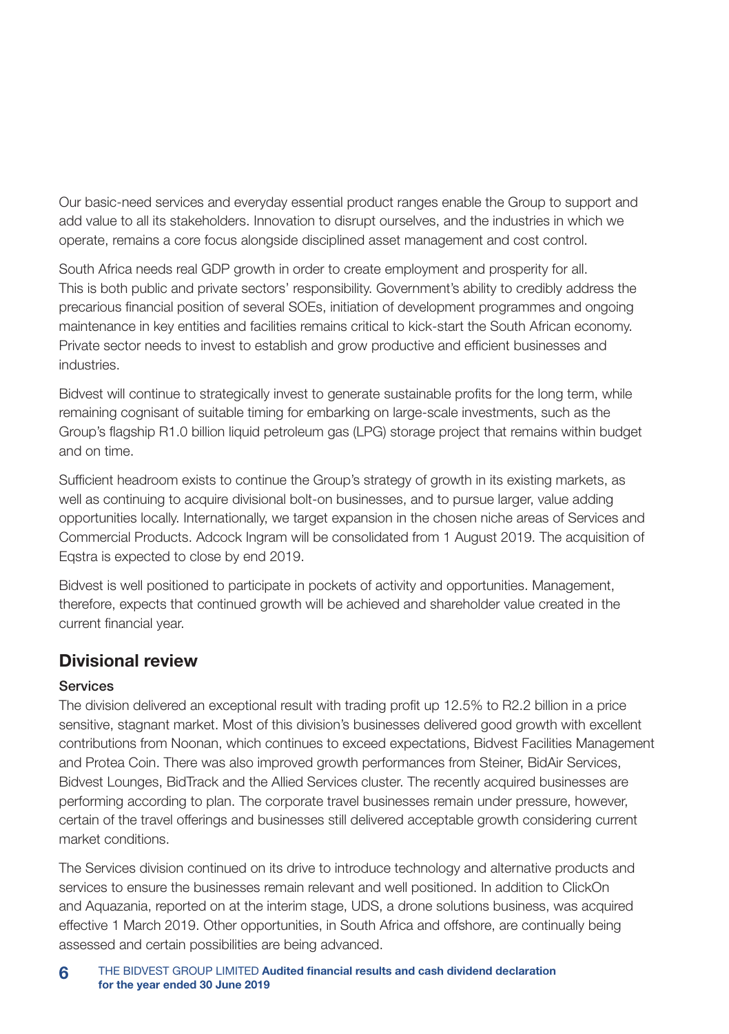Our basic-need services and everyday essential product ranges enable the Group to support and add value to all its stakeholders. Innovation to disrupt ourselves, and the industries in which we operate, remains a core focus alongside disciplined asset management and cost control.

South Africa needs real GDP growth in order to create employment and prosperity for all. This is both public and private sectors' responsibility. Government's ability to credibly address the precarious financial position of several SOEs, initiation of development programmes and ongoing maintenance in key entities and facilities remains critical to kick-start the South African economy. Private sector needs to invest to establish and grow productive and efficient businesses and industries.

Bidvest will continue to strategically invest to generate sustainable profits for the long term, while remaining cognisant of suitable timing for embarking on large-scale investments, such as the Group's flagship R1.0 billion liquid petroleum gas (LPG) storage project that remains within budget and on time.

Sufficient headroom exists to continue the Group's strategy of growth in its existing markets, as well as continuing to acquire divisional bolt-on businesses, and to pursue larger, value adding opportunities locally. Internationally, we target expansion in the chosen niche areas of Services and Commercial Products. Adcock Ingram will be consolidated from 1 August 2019. The acquisition of Eqstra is expected to close by end 2019.

Bidvest is well positioned to participate in pockets of activity and opportunities. Management, therefore, expects that continued growth will be achieved and shareholder value created in the current financial year.

## Divisional review

### Services

The division delivered an exceptional result with trading profit up 12.5% to R2.2 billion in a price sensitive, stagnant market. Most of this division's businesses delivered good growth with excellent contributions from Noonan, which continues to exceed expectations, Bidvest Facilities Management and Protea Coin. There was also improved growth performances from Steiner, BidAir Services, Bidvest Lounges, BidTrack and the Allied Services cluster. The recently acquired businesses are performing according to plan. The corporate travel businesses remain under pressure, however, certain of the travel offerings and businesses still delivered acceptable growth considering current market conditions.

The Services division continued on its drive to introduce technology and alternative products and services to ensure the businesses remain relevant and well positioned. In addition to ClickOn and Aquazania, reported on at the interim stage, UDS, a drone solutions business, was acquired effective 1 March 2019. Other opportunities, in South Africa and offshore, are continually being assessed and certain possibilities are being advanced.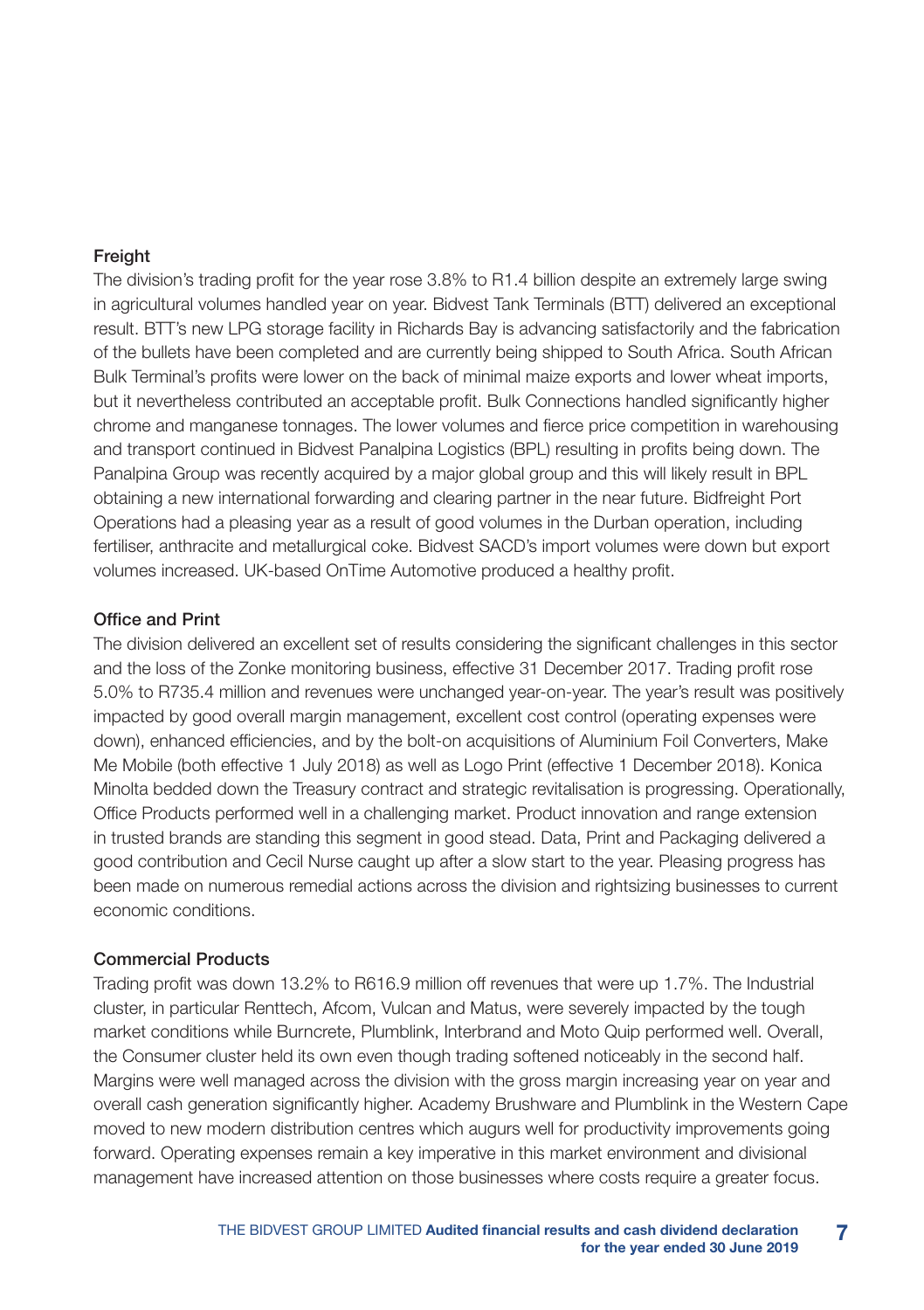### Freight

The division's trading profit for the year rose 3.8% to R1.4 billion despite an extremely large swing in agricultural volumes handled year on year. Bidvest Tank Terminals (BTT) delivered an exceptional result. BTT's new LPG storage facility in Richards Bay is advancing satisfactorily and the fabrication of the bullets have been completed and are currently being shipped to South Africa. South African Bulk Terminal's profits were lower on the back of minimal maize exports and lower wheat imports, but it nevertheless contributed an acceptable profit. Bulk Connections handled significantly higher chrome and manganese tonnages. The lower volumes and fierce price competition in warehousing and transport continued in Bidvest Panalpina Logistics (BPL) resulting in profits being down. The Panalpina Group was recently acquired by a major global group and this will likely result in BPL obtaining a new international forwarding and clearing partner in the near future. Bidfreight Port Operations had a pleasing year as a result of good volumes in the Durban operation, including fertiliser, anthracite and metallurgical coke. Bidvest SACD's import volumes were down but export volumes increased. UK-based OnTime Automotive produced a healthy profit.

### Office and Print

The division delivered an excellent set of results considering the significant challenges in this sector and the loss of the Zonke monitoring business, effective 31 December 2017. Trading profit rose 5.0% to R735.4 million and revenues were unchanged year-on-year. The year's result was positively impacted by good overall margin management, excellent cost control (operating expenses were down), enhanced efficiencies, and by the bolt-on acquisitions of Aluminium Foil Converters, Make Me Mobile (both effective 1 July 2018) as well as Logo Print (effective 1 December 2018). Konica Minolta bedded down the Treasury contract and strategic revitalisation is progressing. Operationally, Office Products performed well in a challenging market. Product innovation and range extension in trusted brands are standing this segment in good stead. Data, Print and Packaging delivered a good contribution and Cecil Nurse caught up after a slow start to the year. Pleasing progress has been made on numerous remedial actions across the division and rightsizing businesses to current economic conditions.

### Commercial Products

Trading profit was down 13.2% to R616.9 million off revenues that were up 1.7%. The Industrial cluster, in particular Renttech, Afcom, Vulcan and Matus, were severely impacted by the tough market conditions while Burncrete, Plumblink, Interbrand and Moto Quip performed well. Overall, the Consumer cluster held its own even though trading softened noticeably in the second half. Margins were well managed across the division with the gross margin increasing year on year and overall cash generation significantly higher. Academy Brushware and Plumblink in the Western Cape moved to new modern distribution centres which augurs well for productivity improvements going forward. Operating expenses remain a key imperative in this market environment and divisional management have increased attention on those businesses where costs require a greater focus.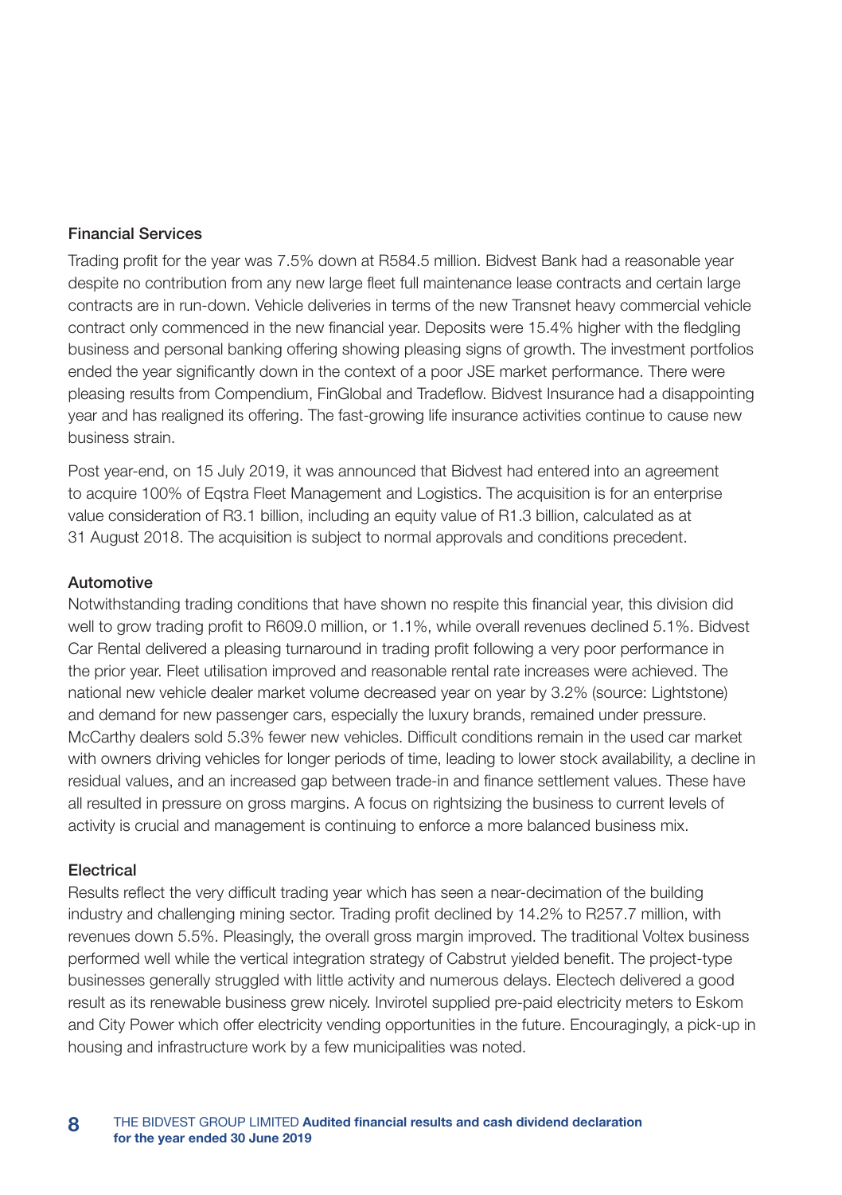### Financial Services

Trading profit for the year was 7.5% down at R584.5 million. Bidvest Bank had a reasonable year despite no contribution from any new large fleet full maintenance lease contracts and certain large contracts are in run-down. Vehicle deliveries in terms of the new Transnet heavy commercial vehicle contract only commenced in the new financial year. Deposits were 15.4% higher with the fledgling business and personal banking offering showing pleasing signs of growth. The investment portfolios ended the year significantly down in the context of a poor JSE market performance. There were pleasing results from Compendium, FinGlobal and Tradeflow. Bidvest Insurance had a disappointing year and has realigned its offering. The fast-growing life insurance activities continue to cause new business strain.

Post year-end, on 15 July 2019, it was announced that Bidvest had entered into an agreement to acquire 100% of Eqstra Fleet Management and Logistics. The acquisition is for an enterprise value consideration of R3.1 billion, including an equity value of R1.3 billion, calculated as at 31 August 2018. The acquisition is subject to normal approvals and conditions precedent.

### Automotive

Notwithstanding trading conditions that have shown no respite this financial year, this division did well to grow trading profit to R609.0 million, or 1.1%, while overall revenues declined 5.1%. Bidvest Car Rental delivered a pleasing turnaround in trading profit following a very poor performance in the prior year. Fleet utilisation improved and reasonable rental rate increases were achieved. The national new vehicle dealer market volume decreased year on year by 3.2% (source: Lightstone) and demand for new passenger cars, especially the luxury brands, remained under pressure. McCarthy dealers sold 5.3% fewer new vehicles. Difficult conditions remain in the used car market with owners driving vehicles for longer periods of time, leading to lower stock availability, a decline in residual values, and an increased gap between trade-in and finance settlement values. These have all resulted in pressure on gross margins. A focus on rightsizing the business to current levels of activity is crucial and management is continuing to enforce a more balanced business mix.

### Electrical

Results reflect the very difficult trading year which has seen a near-decimation of the building industry and challenging mining sector. Trading profit declined by 14.2% to R257.7 million, with revenues down 5.5%. Pleasingly, the overall gross margin improved. The traditional Voltex business performed well while the vertical integration strategy of Cabstrut yielded benefit. The project-type businesses generally struggled with little activity and numerous delays. Electech delivered a good result as its renewable business grew nicely. Invirotel supplied pre-paid electricity meters to Eskom and City Power which offer electricity vending opportunities in the future. Encouragingly, a pick-up in housing and infrastructure work by a few municipalities was noted.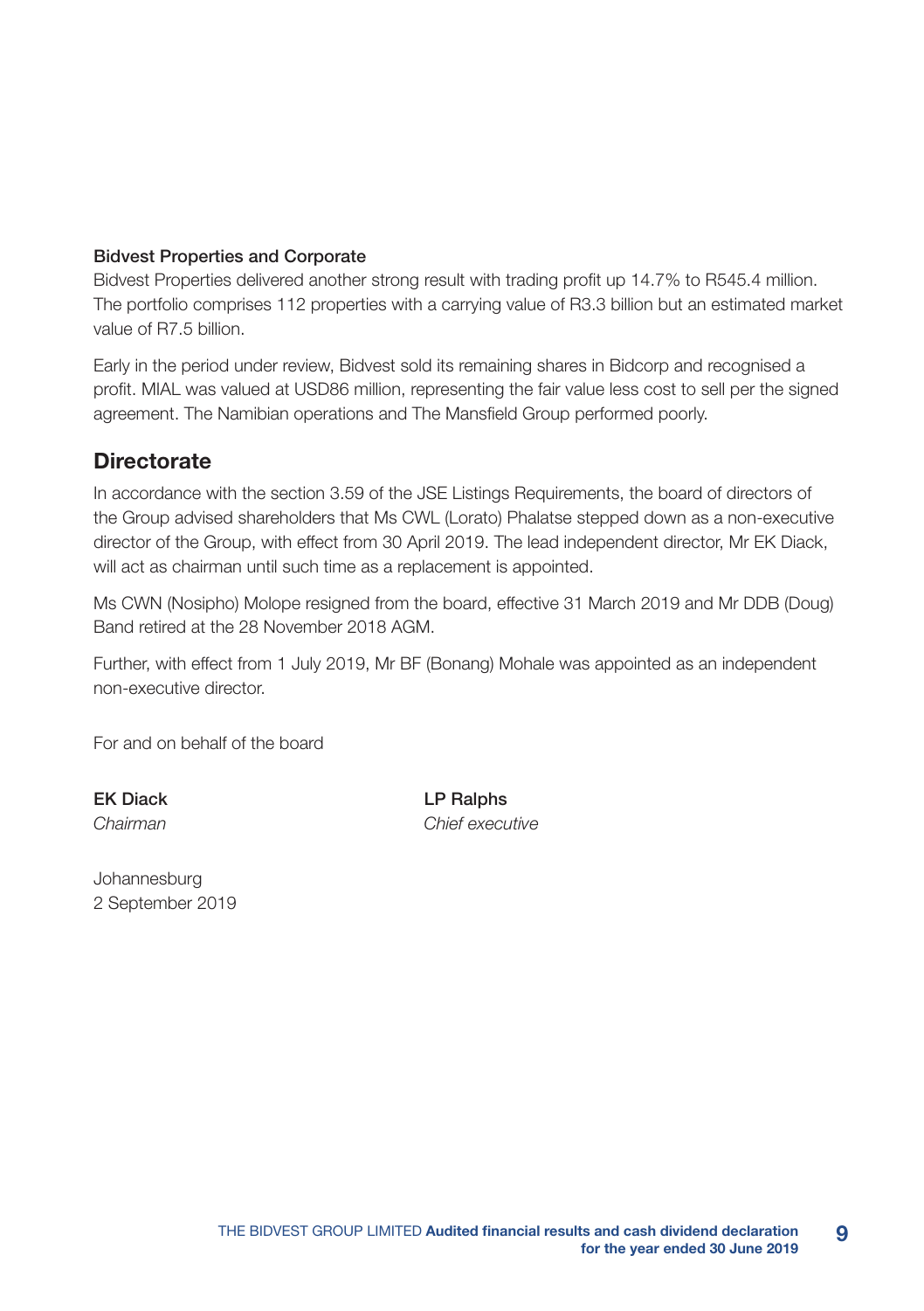### Bidvest Properties and Corporate

Bidvest Properties delivered another strong result with trading profit up 14.7% to R545.4 million. The portfolio comprises 112 properties with a carrying value of R3.3 billion but an estimated market value of R7.5 billion.

Early in the period under review, Bidvest sold its remaining shares in Bidcorp and recognised a profit. MIAL was valued at USD86 million, representing the fair value less cost to sell per the signed agreement. The Namibian operations and The Mansfield Group performed poorly.

## Directorate

In accordance with the section 3.59 of the JSE Listings Requirements, the board of directors of the Group advised shareholders that Ms CWL (Lorato) Phalatse stepped down as a non-executive director of the Group, with effect from 30 April 2019. The lead independent director, Mr EK Diack, will act as chairman until such time as a replacement is appointed.

Ms CWN (Nosipho) Molope resigned from the board, effective 31 March 2019 and Mr DDB (Doug) Band retired at the 28 November 2018 AGM.

Further, with effect from 1 July 2019, Mr BF (Bonang) Mohale was appointed as an independent non-executive director.

For and on behalf of the board

**EK Diack**
*Chairman*

**LP Ralphs**
*Chief executive*

Johannesburg
2 September 2019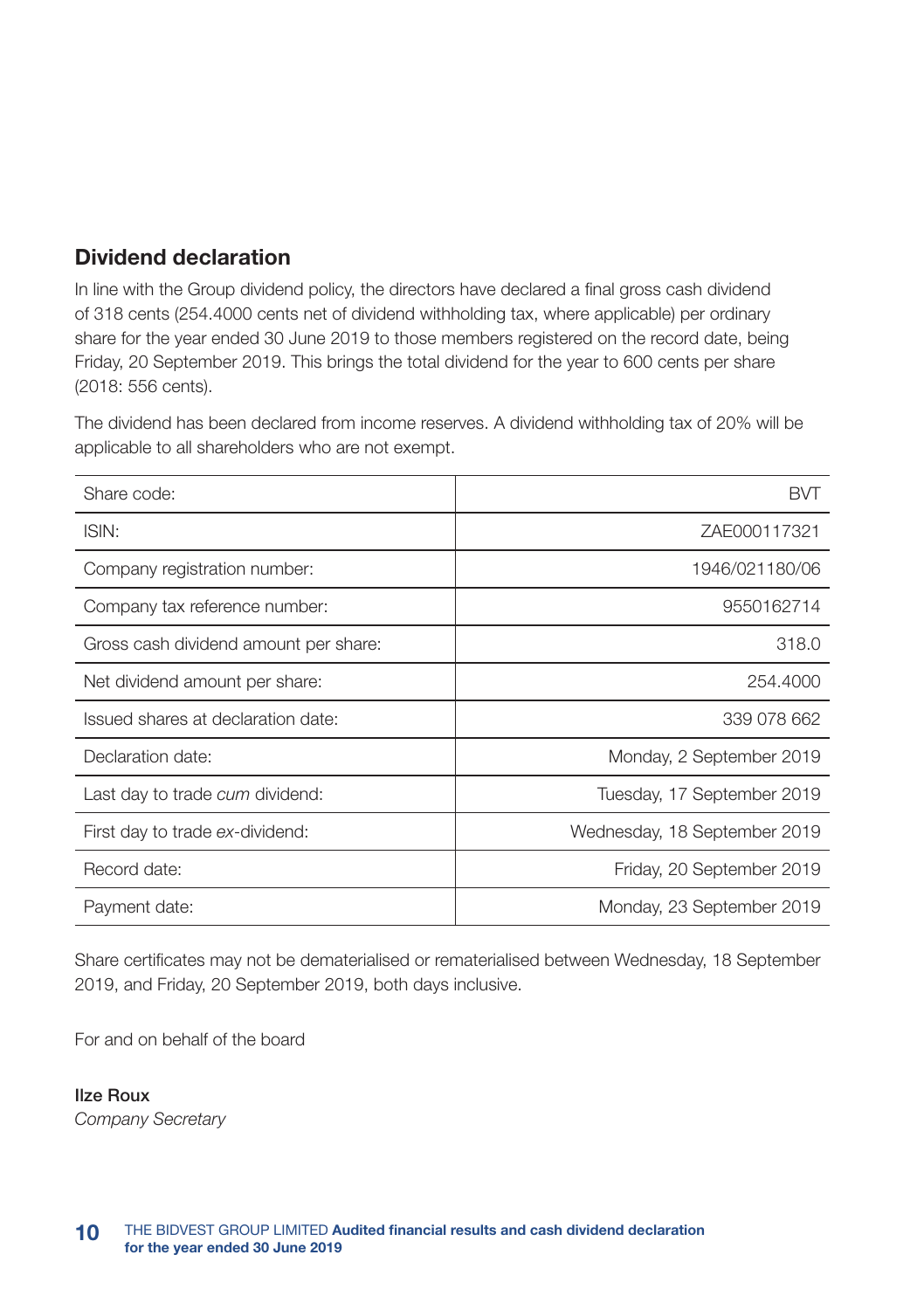## Dividend declaration

In line with the Group dividend policy, the directors have declared a final gross cash dividend of 318 cents (254.4000 cents net of dividend withholding tax, where applicable) per ordinary share for the year ended 30 June 2019 to those members registered on the record date, being Friday, 20 September 2019. This brings the total dividend for the year to 600 cents per share (2018: 556 cents).

The dividend has been declared from income reserves. A dividend withholding tax of 20% will be applicable to all shareholders who are not exempt.

| | |
|---|---|
| Share code: | BVT |
| ISIN: | ZAE000117321 |
| Company registration number: | 1946/021180/06 |
| Company tax reference number: | 9550162714 |
| Gross cash dividend amount per share: | 318.0 |
| Net dividend amount per share: | 254.4000 |
| Issued shares at declaration date: | 339 078 662 |
| Declaration date: | Monday, 2 September 2019 |
| Last day to trade *cum* dividend: | Tuesday, 17 September 2019 |
| First day to trade *ex*-dividend: | Wednesday, 18 September 2019 |
| Record date: | Friday, 20 September 2019 |
| Payment date: | Monday, 23 September 2019 |

Share certificates may not be dematerialised or rematerialised between Wednesday, 18 September 2019, and Friday, 20 September 2019, both days inclusive.

For and on behalf of the board

**Ilze Roux**
*Company Secretary*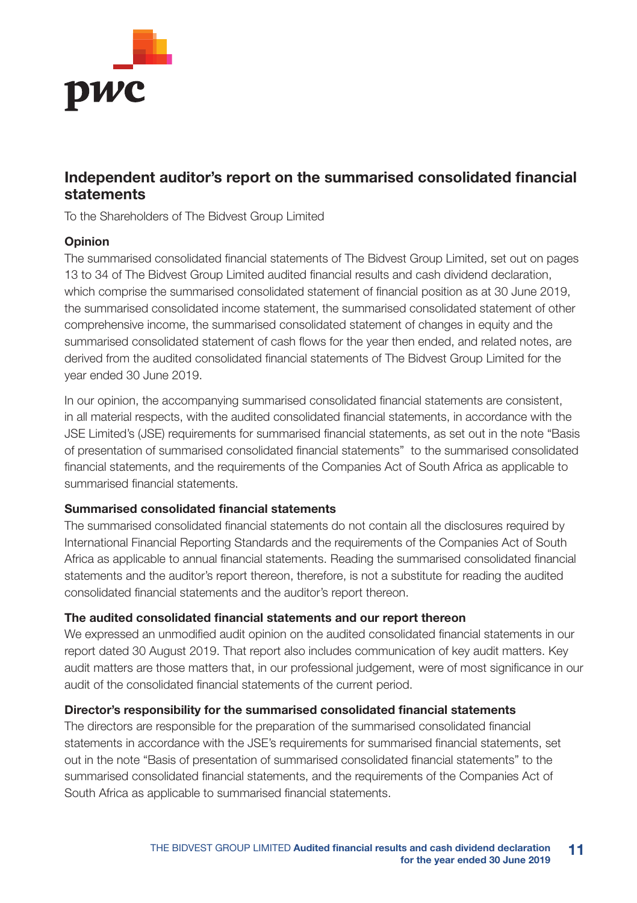# Independent auditor's report on the summarised consolidated financial statements

To the Shareholders of The Bidvest Group Limited

## Opinion

The summarised consolidated financial statements of The Bidvest Group Limited, set out on pages 13 to 34 of The Bidvest Group Limited audited financial results and cash dividend declaration, which comprise the summarised consolidated statement of financial position as at 30 June 2019, the summarised consolidated income statement, the summarised consolidated statement of other comprehensive income, the summarised consolidated statement of changes in equity and the summarised consolidated statement of cash flows for the year then ended, and related notes, are derived from the audited consolidated financial statements of The Bidvest Group Limited for the year ended 30 June 2019.

In our opinion, the accompanying summarised consolidated financial statements are consistent, in all material respects, with the audited consolidated financial statements, in accordance with the JSE Limited's (JSE) requirements for summarised financial statements, as set out in the note "Basis of presentation of summarised consolidated financial statements" to the summarised consolidated financial statements, and the requirements of the Companies Act of South Africa as applicable to summarised financial statements.

## Summarised consolidated financial statements

The summarised consolidated financial statements do not contain all the disclosures required by International Financial Reporting Standards and the requirements of the Companies Act of South Africa as applicable to annual financial statements. Reading the summarised consolidated financial statements and the auditor's report thereon, therefore, is not a substitute for reading the audited consolidated financial statements and the auditor's report thereon.

## The audited consolidated financial statements and our report thereon

We expressed an unmodified audit opinion on the audited consolidated financial statements in our report dated 30 August 2019. That report also includes communication of key audit matters. Key audit matters are those matters that, in our professional judgement, were of most significance in our audit of the consolidated financial statements of the current period.

## Director's responsibility for the summarised consolidated financial statements

The directors are responsible for the preparation of the summarised consolidated financial statements in accordance with the JSE's requirements for summarised financial statements, set out in the note "Basis of presentation of summarised consolidated financial statements" to the summarised consolidated financial statements, and the requirements of the Companies Act of South Africa as applicable to summarised financial statements.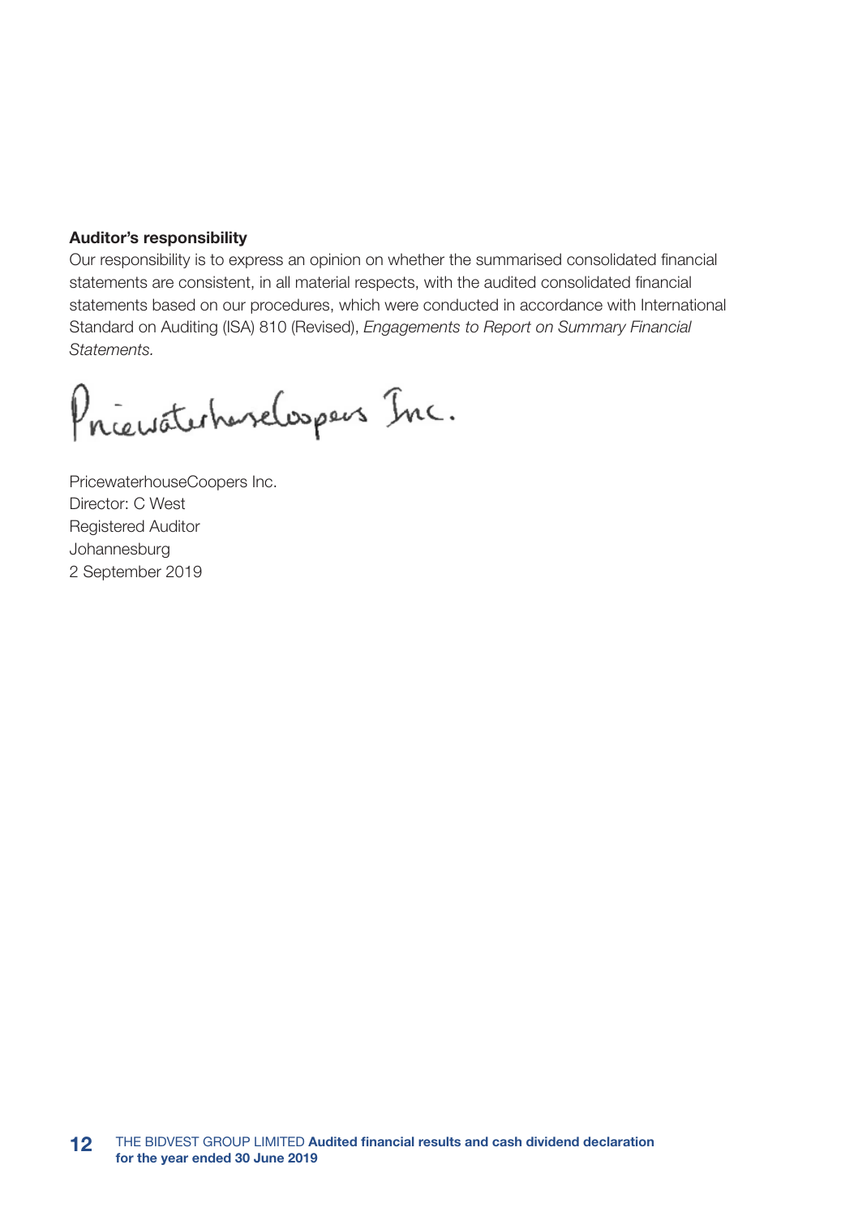**Auditor's responsibility**

Our responsibility is to express an opinion on whether the summarised consolidated financial statements are consistent, in all material respects, with the audited consolidated financial statements based on our procedures, which were conducted in accordance with International Standard on Auditing (ISA) 810 (Revised), *Engagements to Report on Summary Financial Statements.*

PricewaterhouseCoopers Inc.

PricewaterhouseCoopers Inc.
Director: C West
Registered Auditor
Johannesburg
2 September 2019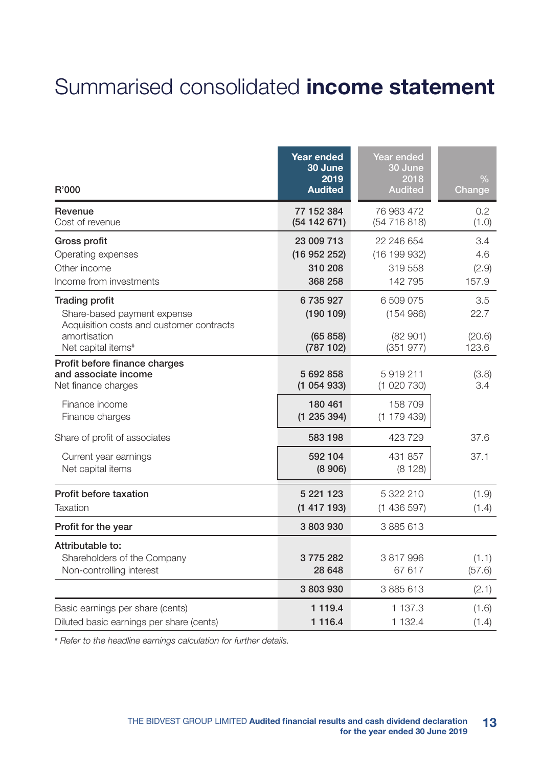# Summarised consolidated **income statement**

| R'000 | Year ended 30 June 2019 Audited | Year ended 30 June 2018 Audited | % Change |
|---|---|---|---|
| **Revenue** | 77 152 384 | 76 963 472 | 0.2 |
| Cost of revenue | (54 142 671) | (54 716 818) | (1.0) |
| **Gross profit** | 23 009 713 | 22 246 654 | 3.4 |
| Operating expenses | (16 952 252) | (16 199 932) | 4.6 |
| Other income | 310 208 | 319 558 | (2.9) |
| Income from investments | 368 258 | 142 795 | 157.9 |
| **Trading profit** | 6 735 927 | 6 509 075 | 3.5 |
| Share-based payment expense | (190 109) | (154 986) | 22.7 |
| Acquisition costs and customer contracts amortisation | (65 858) | (82 901) | (20.6) |
| Net capital items# | (787 102) | (351 977) | 123.6 |
| **Profit before finance charges and associate income** | 5 692 858 | 5 919 211 | (3.8) |
| Net finance charges | (1 054 933) | (1 020 730) | 3.4 |
| Finance income | 180 461 | 158 709 | |
| Finance charges | (1 235 394) | (1 179 439) | |
| Share of profit of associates | 583 198 | 423 729 | 37.6 |
| Current year earnings | 592 104 | 431 857 | 37.1 |
| Net capital items | (8 906) | (8 128) | |
| **Profit before taxation** | 5 221 123 | 5 322 210 | (1.9) |
| Taxation | (1 417 193) | (1 436 597) | (1.4) |
| **Profit for the year** | 3 803 930 | 3 885 613 | |
| **Attributable to:** | | | |
| Shareholders of the Company | 3 775 282 | 3 817 996 | (1.1) |
| Non-controlling interest | 28 648 | 67 617 | (57.6) |
| | 3 803 930 | 3 885 613 | (2.1) |
| Basic earnings per share (cents) | 1 119.4 | 1 137.3 | (1.6) |
| Diluted basic earnings per share (cents) | 1 116.4 | 1 132.4 | (1.4) |

# *Refer to the headline earnings calculation for further details.*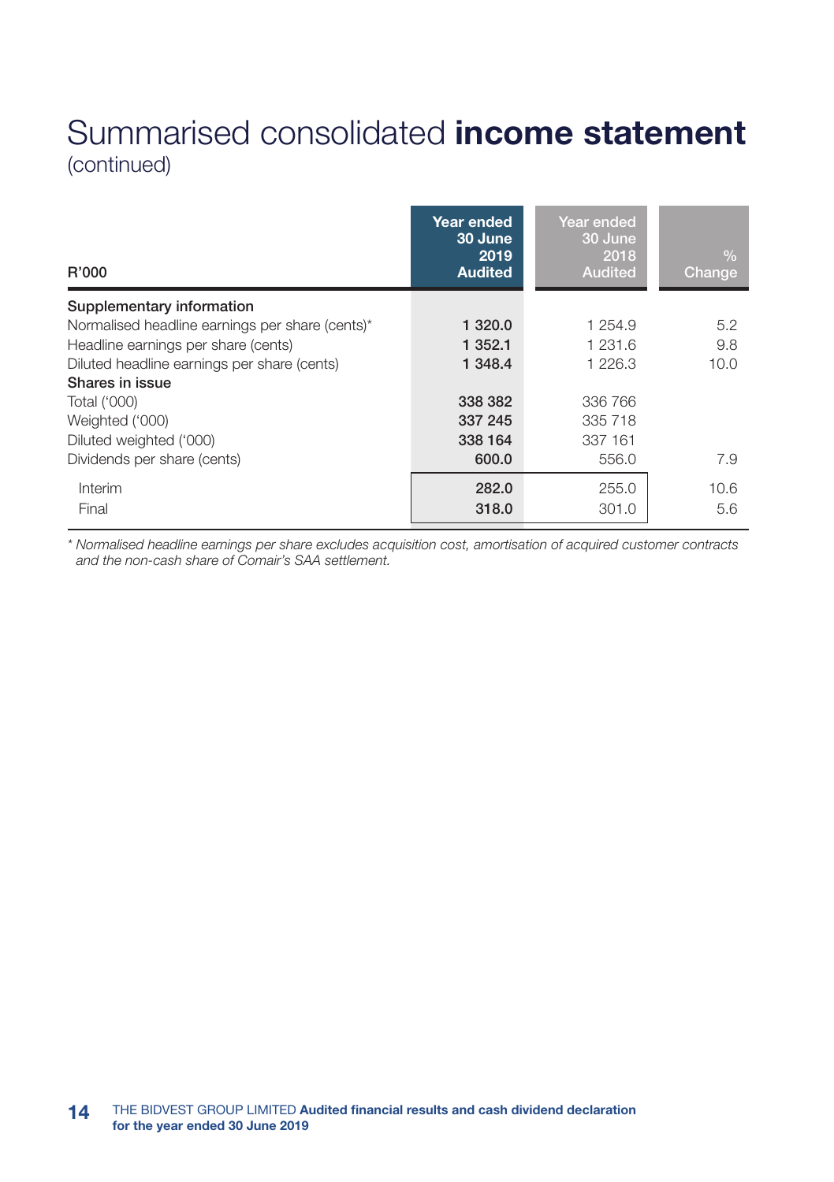# Summarised consolidated **income statement**

(continued)

| R'000 | Year ended 30 June 2019 Audited | Year ended 30 June 2018 Audited | % Change |
|---|---|---|---|
| **Supplementary information** | | | |
| Normalised headline earnings per share (cents)* | **1 320.0** | 1 254.9 | 5.2 |
| Headline earnings per share (cents) | **1 352.1** | 1 231.6 | 9.8 |
| Diluted headline earnings per share (cents) | **1 348.4** | 1 226.3 | 10.0 |
| **Shares in issue** | | | |
| Total ('000) | **338 382** | 336 766 | |
| Weighted ('000) | **337 245** | 335 718 | |
| Diluted weighted ('000) | **338 164** | 337 161 | |
| Dividends per share (cents) | **600.0** | 556.0 | 7.9 |
| Interim | **282.0** | 255.0 | 10.6 |
| Final | **318.0** | 301.0 | 5.6 |

*\* Normalised headline earnings per share excludes acquisition cost, amortisation of acquired customer contracts and the non-cash share of Comair's SAA settlement.*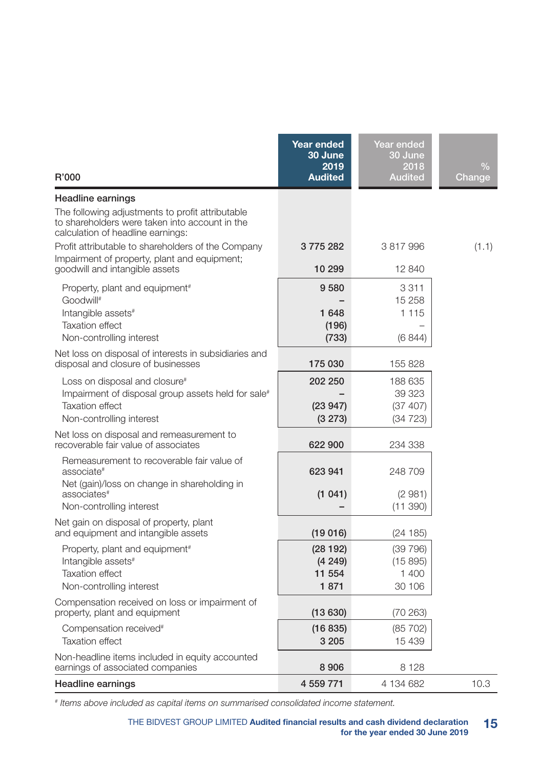| R'000 | Year ended 30 June 2019 Audited | Year ended 30 June 2018 Audited | % Change |
|---|---|---|---|
| **Headline earnings** | | | |
| The following adjustments to profit attributable to shareholders were taken into account in the calculation of headline earnings: | | | |
| Profit attributable to shareholders of the Company | 3 775 282 | 3 817 996 | (1.1) |
| Impairment of property, plant and equipment; goodwill and intangible assets | 10 299 | 12 840 | |
| Property, plant and equipment# | 9 580 | 3 311 | |
| Goodwill# | – | 15 258 | |
| Intangible assets# | 1 648 | 1 115 | |
| Taxation effect | (196) | – | |
| Non-controlling interest | (733) | (6 844) | |
| Net loss on disposal of interests in subsidiaries and disposal and closure of businesses | 175 030 | 155 828 | |
| Loss on disposal and closure# | 202 250 | 188 635 | |
| Impairment of disposal group assets held for sale# | – | 39 323 | |
| Taxation effect | (23 947) | (37 407) | |
| Non-controlling interest | (3 273) | (34 723) | |
| Net loss on disposal and remeasurement to recoverable fair value of associates | 622 900 | 234 338 | |
| Remeasurement to recoverable fair value of associate# | 623 941 | 248 709 | |
| Net (gain)/loss on change in shareholding in associates# | (1 041) | (2 981) | |
| Non-controlling interest | – | (11 390) | |
| Net gain on disposal of property, plant and equipment and intangible assets | (19 016) | (24 185) | |
| Property, plant and equipment# | (28 192) | (39 796) | |
| Intangible assets# | (4 249) | (15 895) | |
| Taxation effect | 11 554 | 1 400 | |
| Non-controlling interest | 1 871 | 30 106 | |
| Compensation received on loss or impairment of property, plant and equipment | (13 630) | (70 263) | |
| Compensation received# | (16 835) | (85 702) | |
| Taxation effect | 3 205 | 15 439 | |
| Non-headline items included in equity accounted earnings of associated companies | 8 906 | 8 128 | |
| **Headline earnings** | **4 559 771** | 4 134 682 | 10.3 |

*# Items above included as capital items on summarised consolidated income statement.*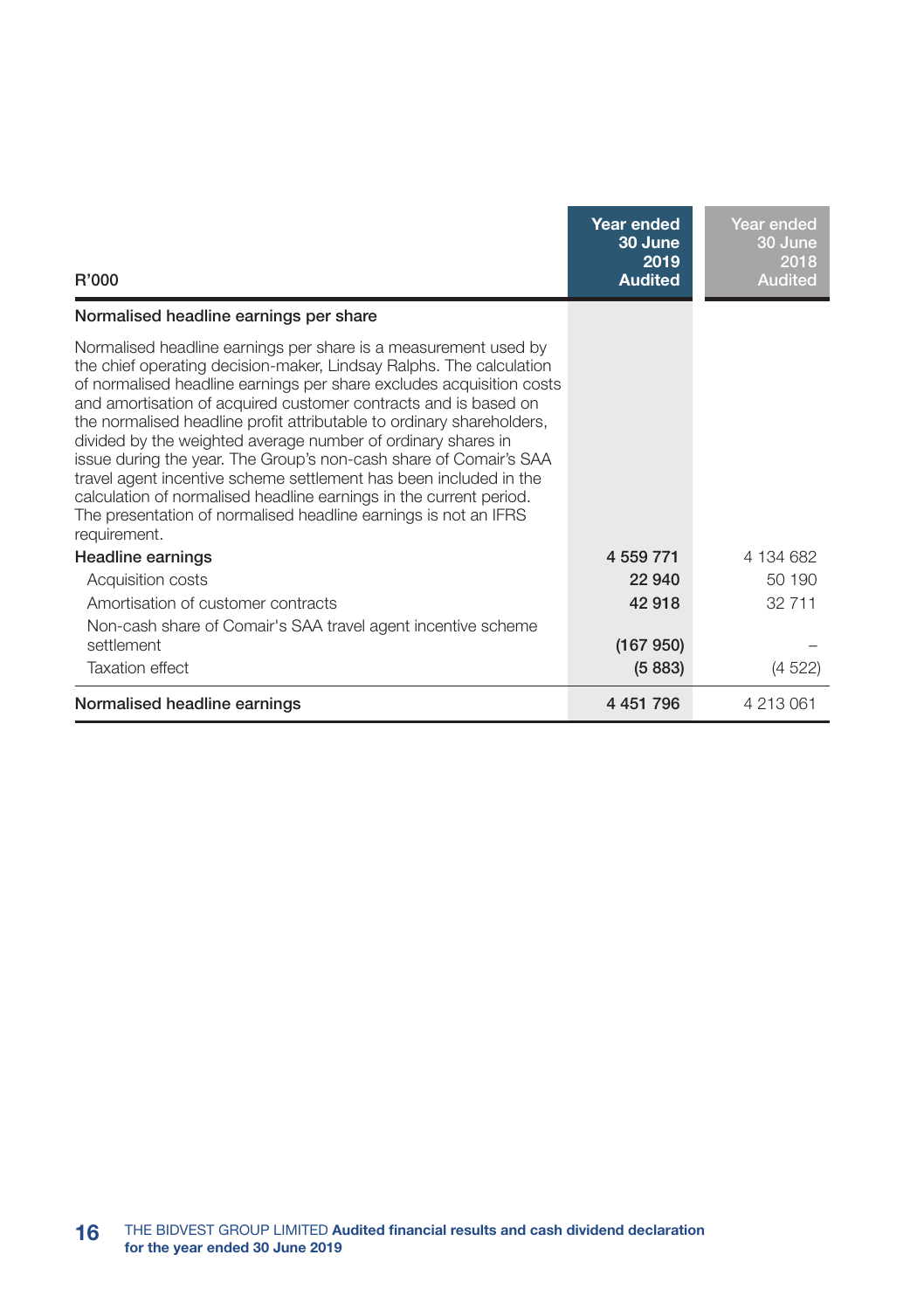| R'000 | Year ended 30 June 2019 Audited | Year ended 30 June 2018 Audited |
|---|---|---|
| **Normalised headline earnings per share** | | |
| Normalised headline earnings per share is a measurement used by the chief operating decision-maker, Lindsay Ralphs. The calculation of normalised headline earnings per share excludes acquisition costs and amortisation of acquired customer contracts and is based on the normalised headline profit attributable to ordinary shareholders, divided by the weighted average number of ordinary shares in issue during the year. The Group's non-cash share of Comair's SAA travel agent incentive scheme settlement has been included in the calculation of normalised headline earnings in the current period. The presentation of normalised headline earnings is not an IFRS requirement. | | |
| Headline earnings | 4 559 771 | 4 134 682 |
| Acquisition costs | 22 940 | 50 190 |
| Amortisation of customer contracts | 42 918 | 32 711 |
| Non-cash share of Comair's SAA travel agent incentive scheme settlement | (167 950) | – |
| Taxation effect | (5 883) | (4 522) |
| **Normalised headline earnings** | **4 451 796** | 4 213 061 |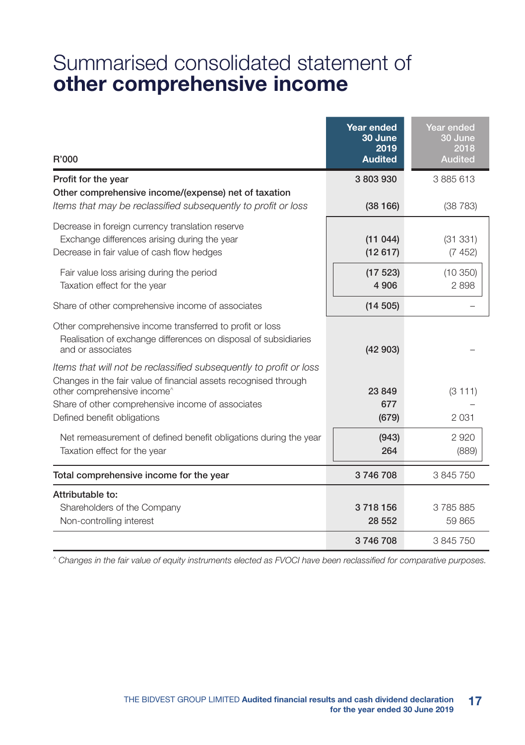# Summarised consolidated statement of **other comprehensive income**

| R'000 | Year ended 30 June 2019 Audited | Year ended 30 June 2018 Audited |
|---|---|---|
| Profit for the year | 3 803 930 | 3 885 613 |
| Other comprehensive income/(expense) net of taxation | | |
| *Items that may be reclassified subsequently to profit or loss* | (38 166) | (38 783) |
| Decrease in foreign currency translation reserve | | |
| Exchange differences arising during the year | (11 044) | (31 331) |
| Decrease in fair value of cash flow hedges | (12 617) | (7 452) |
| Fair value loss arising during the period | (17 523) | (10 350) |
| Taxation effect for the year | 4 906 | 2 898 |
| Share of other comprehensive income of associates | (14 505) | – |
| Other comprehensive income transferred to profit or loss | | |
| Realisation of exchange differences on disposal of subsidiaries and or associates | (42 903) | – |
| *Items that will not be reclassified subsequently to profit or loss* | | |
| Changes in the fair value of financial assets recognised through other comprehensive income^ | 23 849 | (3 111) |
| Share of other comprehensive income of associates | 677 | – |
| Defined benefit obligations | (679) | 2 031 |
| Net remeasurement of defined benefit obligations during the year | (943) | 2 920 |
| Taxation effect for the year | 264 | (889) |
| **Total comprehensive income for the year** | 3 746 708 | 3 845 750 |
| Attributable to: | | |
| Shareholders of the Company | 3 718 156 | 3 785 885 |
| Non-controlling interest | 28 552 | 59 865 |
| | 3 746 708 | 3 845 750 |

^ *Changes in the fair value of equity instruments elected as FVOCI have been reclassified for comparative purposes.*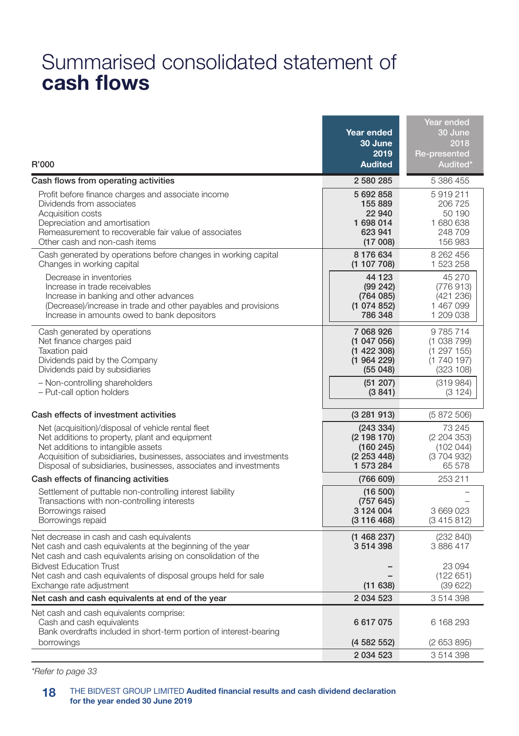# Summarised consolidated statement of **cash flows**

| R'000 | Year ended 30 June 2019 Audited | Year ended 30 June 2018 Re-presented Audited* |
|---|---|---|
| **Cash flows from operating activities** | **2 580 285** | 5 386 455 |
| Profit before finance charges and associate income | 5 692 858 | 5 919 211 |
| Dividends from associates | 155 889 | 206 725 |
| Acquisition costs | 22 940 | 50 190 |
| Depreciation and amortisation | 1 698 014 | 1 680 638 |
| Remeasurement to recoverable fair value of associates | 623 941 | 248 709 |
| Other cash and non-cash items | (17 008) | 156 983 |
| Cash generated by operations before changes in working capital | 8 176 634 | 8 262 456 |
| Changes in working capital | (1 107 708) | 1 523 258 |
| Decrease in inventories | 44 123 | 45 270 |
| Increase in trade receivables | (99 242) | (776 913) |
| Increase in banking and other advances | (764 085) | (421 236) |
| (Decrease)/increase in trade and other payables and provisions | (1 074 852) | 1 467 099 |
| Increase in amounts owed to bank depositors | 786 348 | 1 209 038 |
| Cash generated by operations | 7 068 926 | 9 785 714 |
| Net finance charges paid | (1 047 056) | (1 038 799) |
| Taxation paid | (1 422 308) | (1 297 155) |
| Dividends paid by the Company | (1 964 229) | (1 740 197) |
| Dividends paid by subsidiaries | (55 048) | (323 108) |
| – Non-controlling shareholders | (51 207) | (319 984) |
| – Put-call option holders | (3 841) | (3 124) |
| **Cash effects of investment activities** | **(3 281 913)** | (5 872 506) |
| Net (acquisition)/disposal of vehicle rental fleet | (243 334) | 73 245 |
| Net additions to property, plant and equipment | (2 198 170) | (2 204 353) |
| Net additions to intangible assets | (160 245) | (102 044) |
| Acquisition of subsidiaries, businesses, associates and investments | (2 253 448) | (3 704 932) |
| Disposal of subsidiaries, businesses, associates and investments | 1 573 284 | 65 578 |
| **Cash effects of financing activities** | **(766 609)** | 253 211 |
| Settlement of puttable non-controlling interest liability | (16 500) | – |
| Transactions with non-controlling interests | (757 645) | – |
| Borrowings raised | 3 124 004 | 3 669 023 |
| Borrowings repaid | (3 116 468) | (3 415 812) |
| Net decrease in cash and cash equivalents | (1 468 237) | (232 840) |
| Net cash and cash equivalents at the beginning of the year | 3 514 398 | 3 886 417 |
| Net cash and cash equivalents arising on consolidation of the Bidvest Education Trust | – | 23 094 |
| Net cash and cash equivalents of disposal groups held for sale | – | (122 651) |
| Exchange rate adjustment | (11 638) | (39 622) |
| **Net cash and cash equivalents at end of the year** | **2 034 523** | 3 514 398 |
| Net cash and cash equivalents comprise: | | |
| Cash and cash equivalents | 6 617 075 | 6 168 293 |
| Bank overdrafts included in short-term portion of interest-bearing borrowings | (4 582 552) | (2 653 895) |
| | **2 034 523** | 3 514 398 |

*Refer to page 33*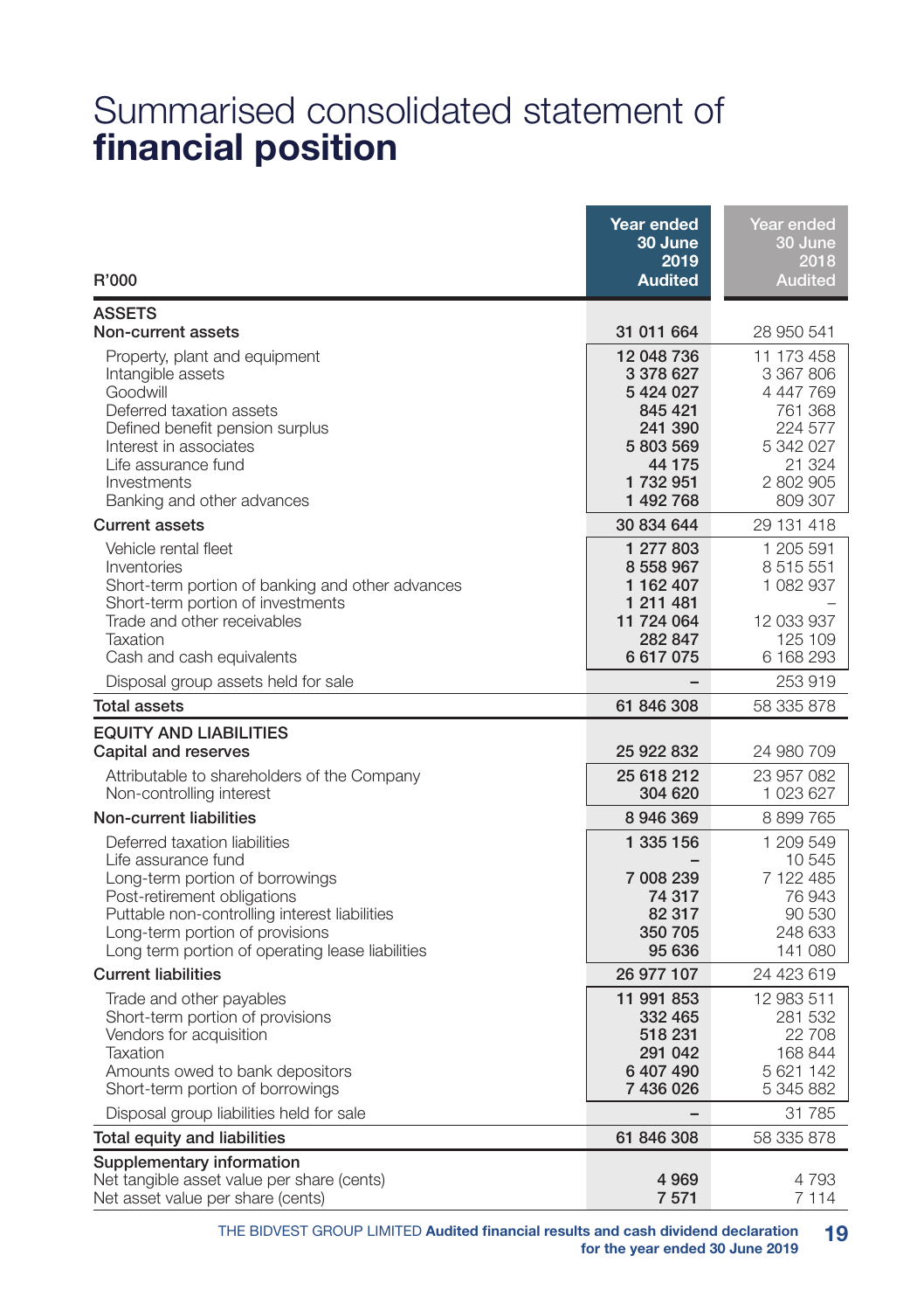# Summarised consolidated statement of **financial position**

| R'000 | Year ended 30 June 2019 Audited | Year ended 30 June 2018 Audited |
|---|---|---|
| **ASSETS** | | |
| **Non-current assets** | **31 011 664** | 28 950 541 |
| Property, plant and equipment | **12 048 736** | 11 173 458 |
| Intangible assets | **3 378 627** | 3 367 806 |
| Goodwill | **5 424 027** | 4 447 769 |
| Deferred taxation assets | **845 421** | 761 368 |
| Defined benefit pension surplus | **241 390** | 224 577 |
| Interest in associates | **5 803 569** | 5 342 027 |
| Life assurance fund | **44 175** | 21 324 |
| Investments | **1 732 951** | 2 802 905 |
| Banking and other advances | **1 492 768** | 809 307 |
| **Current assets** | **30 834 644** | 29 131 418 |
| Vehicle rental fleet | **1 277 803** | 1 205 591 |
| Inventories | **8 558 967** | 8 515 551 |
| Short-term portion of banking and other advances | **1 162 407** | 1 082 937 |
| Short-term portion of investments | **1 211 481** | – |
| Trade and other receivables | **11 724 064** | 12 033 937 |
| Taxation | **282 847** | 125 109 |
| Cash and cash equivalents | **6 617 075** | 6 168 293 |
| Disposal group assets held for sale | **–** | 253 919 |
| **Total assets** | **61 846 308** | 58 335 878 |
| **EQUITY AND LIABILITIES** | | |
| **Capital and reserves** | **25 922 832** | 24 980 709 |
| Attributable to shareholders of the Company | **25 618 212** | 23 957 082 |
| Non-controlling interest | **304 620** | 1 023 627 |
| **Non-current liabilities** | **8 946 369** | 8 899 765 |
| Deferred taxation liabilities | **1 335 156** | 1 209 549 |
| Life assurance fund | **–** | 10 545 |
| Long-term portion of borrowings | **7 008 239** | 7 122 485 |
| Post-retirement obligations | **74 317** | 76 943 |
| Puttable non-controlling interest liabilities | **82 317** | 90 530 |
| Long-term portion of provisions | **350 705** | 248 633 |
| Long term portion of operating lease liabilities | **95 636** | 141 080 |
| **Current liabilities** | **26 977 107** | 24 423 619 |
| Trade and other payables | **11 991 853** | 12 983 511 |
| Short-term portion of provisions | **332 465** | 281 532 |
| Vendors for acquisition | **518 231** | 22 708 |
| Taxation | **291 042** | 168 844 |
| Amounts owed to bank depositors | **6 407 490** | 5 621 142 |
| Short-term portion of borrowings | **7 436 026** | 5 345 882 |
| Disposal group liabilities held for sale | **–** | 31 785 |
| **Total equity and liabilities** | **61 846 308** | 58 335 878 |
| **Supplementary information** | | |
| Net tangible asset value per share (cents) | **4 969** | 4 793 |
| Net asset value per share (cents) | **7 571** | 7 114 |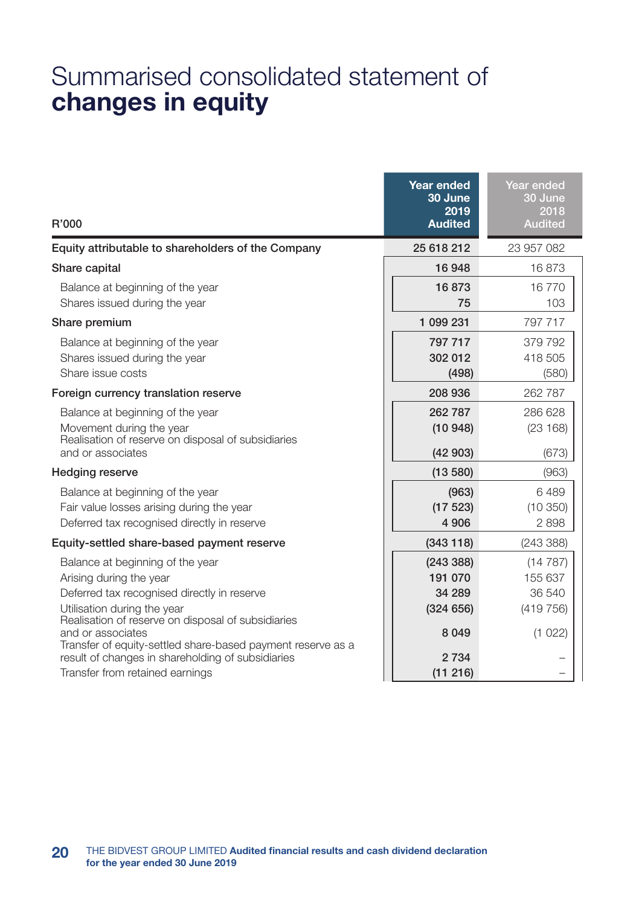# Summarised consolidated statement of **changes in equity**

| R'000 | Year ended 30 June 2019 Audited | Year ended 30 June 2018 Audited |
|---|---|---|
| **Equity attributable to shareholders of the Company** | **25 618 212** | 23 957 082 |
| **Share capital** | **16 948** | 16 873 |
| Balance at beginning of the year | 16 873 | 16 770 |
| Shares issued during the year | 75 | 103 |
| **Share premium** | **1 099 231** | 797 717 |
| Balance at beginning of the year | 797 717 | 379 792 |
| Shares issued during the year | 302 012 | 418 505 |
| Share issue costs | (498) | (580) |
| **Foreign currency translation reserve** | **208 936** | 262 787 |
| Balance at beginning of the year | 262 787 | 286 628 |
| Movement during the year | (10 948) | (23 168) |
| Realisation of reserve on disposal of subsidiaries and or associates | (42 903) | (673) |
| **Hedging reserve** | **(13 580)** | (963) |
| Balance at beginning of the year | (963) | 6 489 |
| Fair value losses arising during the year | (17 523) | (10 350) |
| Deferred tax recognised directly in reserve | 4 906 | 2 898 |
| **Equity-settled share-based payment reserve** | **(343 118)** | (243 388) |
| Balance at beginning of the year | (243 388) | (14 787) |
| Arising during the year | 191 070 | 155 637 |
| Deferred tax recognised directly in reserve | 34 289 | 36 540 |
| Utilisation during the year | (324 656) | (419 756) |
| Realisation of reserve on disposal of subsidiaries and or associates | 8 049 | (1 022) |
| Transfer of equity-settled share-based payment reserve as a result of changes in shareholding of subsidiaries | 2 734 | – |
| Transfer from retained earnings | (11 216) | – |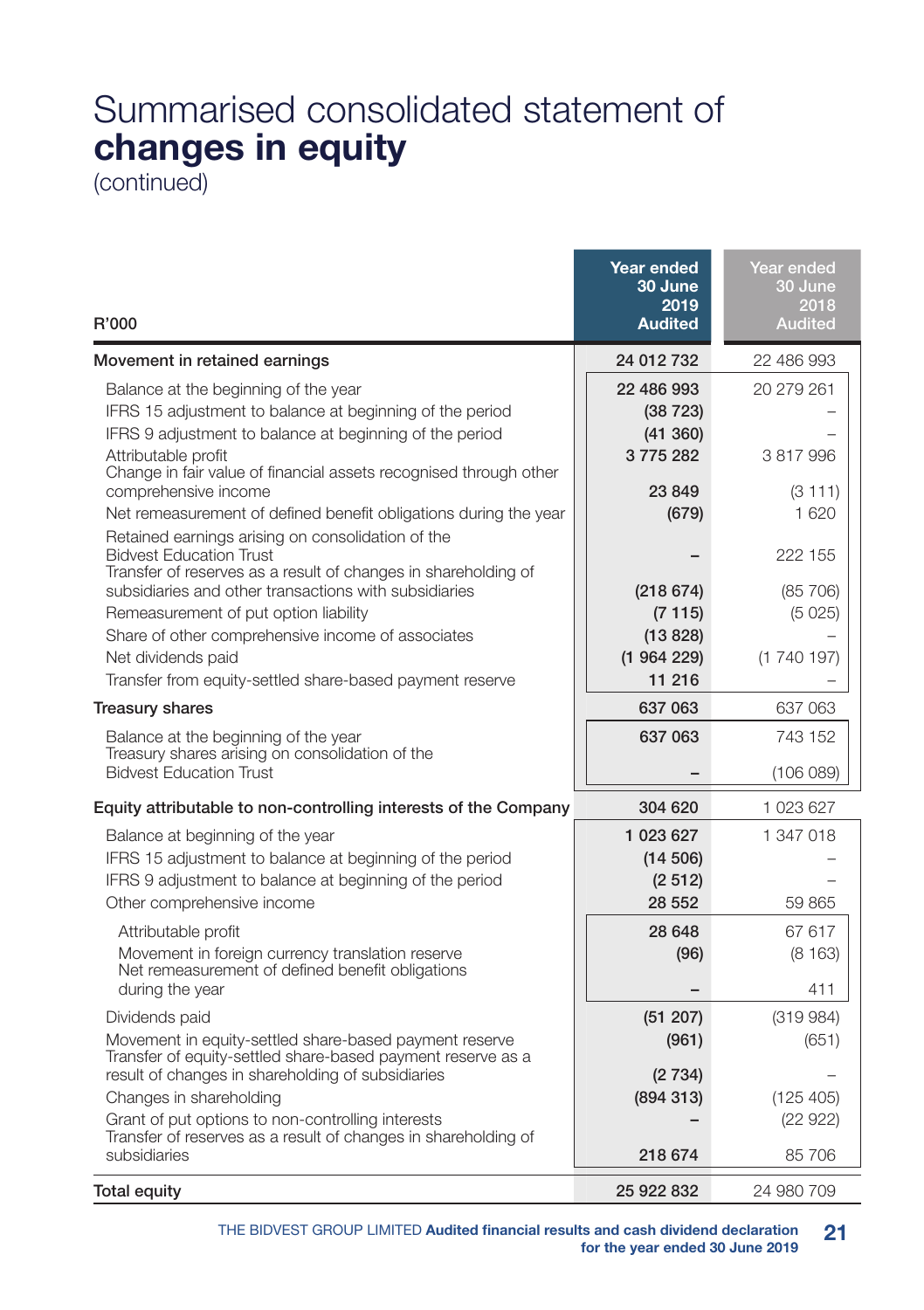# Summarised consolidated statement of **changes in equity**

(continued)

| R'000 | Year ended 30 June 2019 Audited | Year ended 30 June 2018 Audited |
|---|---|---|
| **Movement in retained earnings** | 24 012 732 | 22 486 993 |
| Balance at the beginning of the year | 22 486 993 | 20 279 261 |
| IFRS 15 adjustment to balance at beginning of the period | (38 723) | – |
| IFRS 9 adjustment to balance at beginning of the period | (41 360) | – |
| Attributable profit | 3 775 282 | 3 817 996 |
| Change in fair value of financial assets recognised through other comprehensive income | 23 849 | (3 111) |
| Net remeasurement of defined benefit obligations during the year | (679) | 1 620 |
| Retained earnings arising on consolidation of the Bidvest Education Trust | – | 222 155 |
| Transfer of reserves as a result of changes in shareholding of subsidiaries and other transactions with subsidiaries | (218 674) | (85 706) |
| Remeasurement of put option liability | (7 115) | (5 025) |
| Share of other comprehensive income of associates | (13 828) | – |
| Net dividends paid | (1 964 229) | (1 740 197) |
| Transfer from equity-settled share-based payment reserve | 11 216 | – |
| **Treasury shares** | 637 063 | 637 063 |
| Balance at the beginning of the year | 637 063 | 743 152 |
| Treasury shares arising on consolidation of the Bidvest Education Trust | – | (106 089) |
| **Equity attributable to non-controlling interests of the Company** | 304 620 | 1 023 627 |
| Balance at beginning of the year | 1 023 627 | 1 347 018 |
| IFRS 15 adjustment to balance at beginning of the period | (14 506) | – |
| IFRS 9 adjustment to balance at beginning of the period | (2 512) | – |
| Other comprehensive income | 28 552 | 59 865 |
| Attributable profit | 28 648 | 67 617 |
| Movement in foreign currency translation reserve | (96) | (8 163) |
| Net remeasurement of defined benefit obligations during the year | – | 411 |
| Dividends paid | (51 207) | (319 984) |
| Movement in equity-settled share-based payment reserve | (961) | (651) |
| Transfer of equity-settled share-based payment reserve as a result of changes in shareholding of subsidiaries | (2 734) | – |
| Changes in shareholding | (894 313) | (125 405) |
| Grant of put options to non-controlling interests | – | (22 922) |
| Transfer of reserves as a result of changes in shareholding of subsidiaries | 218 674 | 85 706 |
| **Total equity** | 25 922 832 | 24 980 709 |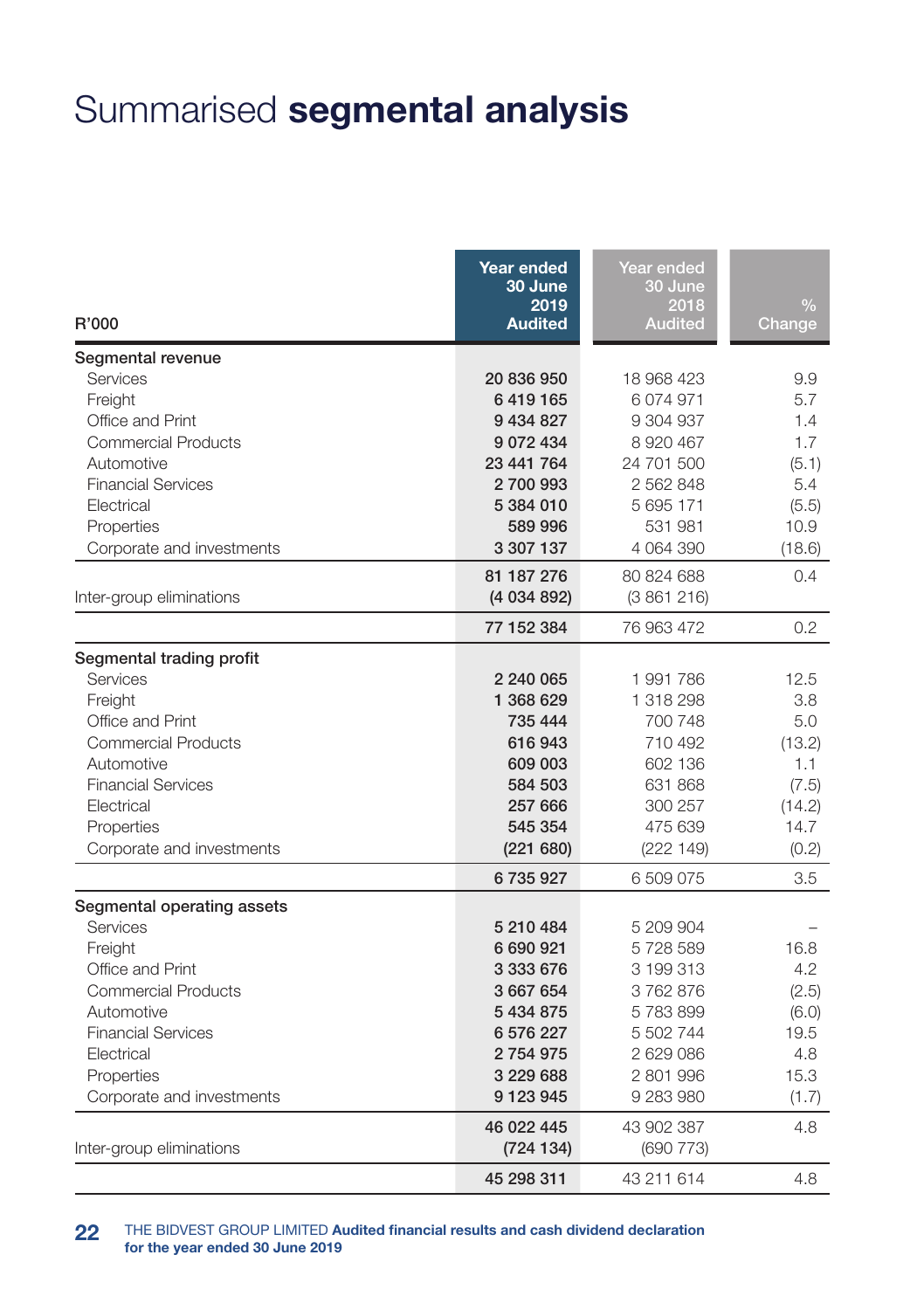# Summarised **segmental analysis**

| R'000 | Year ended 30 June 2019 Audited | Year ended 30 June 2018 Audited | % Change |
|---|---|---|---|
| **Segmental revenue** | | | |
| Services | **20 836 950** | 18 968 423 | 9.9 |
| Freight | **6 419 165** | 6 074 971 | 5.7 |
| Office and Print | **9 434 827** | 9 304 937 | 1.4 |
| Commercial Products | **9 072 434** | 8 920 467 | 1.7 |
| Automotive | **23 441 764** | 24 701 500 | (5.1) |
| Financial Services | **2 700 993** | 2 562 848 | 5.4 |
| Electrical | **5 384 010** | 5 695 171 | (5.5) |
| Properties | **589 996** | 531 981 | 10.9 |
| Corporate and investments | **3 307 137** | 4 064 390 | (18.6) |
| | **81 187 276** | 80 824 688 | 0.4 |
| Inter-group eliminations | **(4 034 892)** | (3 861 216) | |
| | **77 152 384** | 76 963 472 | 0.2 |
| **Segmental trading profit** | | | |
| Services | **2 240 065** | 1 991 786 | 12.5 |
| Freight | **1 368 629** | 1 318 298 | 3.8 |
| Office and Print | **735 444** | 700 748 | 5.0 |
| Commercial Products | **616 943** | 710 492 | (13.2) |
| Automotive | **609 003** | 602 136 | 1.1 |
| Financial Services | **584 503** | 631 868 | (7.5) |
| Electrical | **257 666** | 300 257 | (14.2) |
| Properties | **545 354** | 475 639 | 14.7 |
| Corporate and investments | **(221 680)** | (222 149) | (0.2) |
| | **6 735 927** | 6 509 075 | 3.5 |
| **Segmental operating assets** | | | |
| Services | **5 210 484** | 5 209 904 | – |
| Freight | **6 690 921** | 5 728 589 | 16.8 |
| Office and Print | **3 333 676** | 3 199 313 | 4.2 |
| Commercial Products | **3 667 654** | 3 762 876 | (2.5) |
| Automotive | **5 434 875** | 5 783 899 | (6.0) |
| Financial Services | **6 576 227** | 5 502 744 | 19.5 |
| Electrical | **2 754 975** | 2 629 086 | 4.8 |
| Properties | **3 229 688** | 2 801 996 | 15.3 |
| Corporate and investments | **9 123 945** | 9 283 980 | (1.7) |
| | **46 022 445** | 43 902 387 | 4.8 |
| Inter-group eliminations | **(724 134)** | (690 773) | |
| | **45 298 311** | 43 211 614 | 4.8 |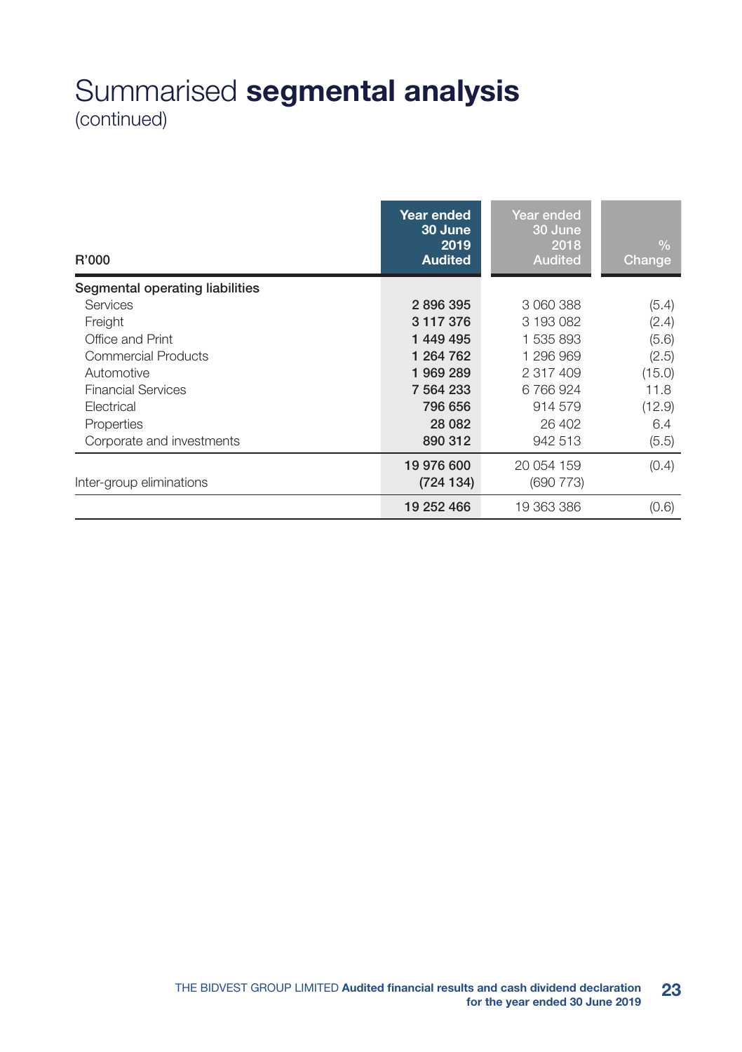# Summarised **segmental analysis**
(continued)

| R'000 | Year ended 30 June 2019 Audited | Year ended 30 June 2018 Audited | % Change |
|---|---|---|---|
| **Segmental operating liabilities** | | | |
| Services | **2 896 395** | 3 060 388 | (5.4) |
| Freight | **3 117 376** | 3 193 082 | (2.4) |
| Office and Print | **1 449 495** | 1 535 893 | (5.6) |
| Commercial Products | **1 264 762** | 1 296 969 | (2.5) |
| Automotive | **1 969 289** | 2 317 409 | (15.0) |
| Financial Services | **7 564 233** | 6 766 924 | 11.8 |
| Electrical | **796 656** | 914 579 | (12.9) |
| Properties | **28 082** | 26 402 | 6.4 |
| Corporate and investments | **890 312** | 942 513 | (5.5) |
| | **19 976 600** | 20 054 159 | (0.4) |
| Inter-group eliminations | **(724 134)** | (690 773) | |
| | **19 252 466** | 19 363 386 | (0.6) |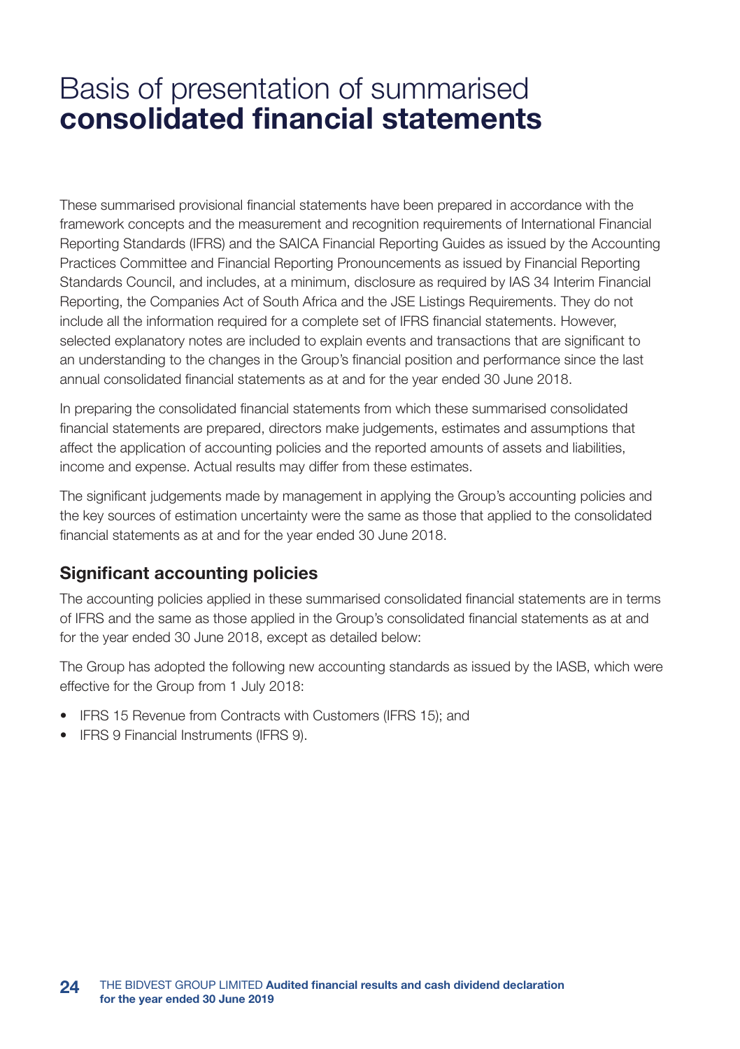# Basis of presentation of summarised **consolidated financial statements**

These summarised provisional financial statements have been prepared in accordance with the framework concepts and the measurement and recognition requirements of International Financial Reporting Standards (IFRS) and the SAICA Financial Reporting Guides as issued by the Accounting Practices Committee and Financial Reporting Pronouncements as issued by Financial Reporting Standards Council, and includes, at a minimum, disclosure as required by IAS 34 Interim Financial Reporting, the Companies Act of South Africa and the JSE Listings Requirements. They do not include all the information required for a complete set of IFRS financial statements. However, selected explanatory notes are included to explain events and transactions that are significant to an understanding to the changes in the Group's financial position and performance since the last annual consolidated financial statements as at and for the year ended 30 June 2018.

In preparing the consolidated financial statements from which these summarised consolidated financial statements are prepared, directors make judgements, estimates and assumptions that affect the application of accounting policies and the reported amounts of assets and liabilities, income and expense. Actual results may differ from these estimates.

The significant judgements made by management in applying the Group's accounting policies and the key sources of estimation uncertainty were the same as those that applied to the consolidated financial statements as at and for the year ended 30 June 2018.

## Significant accounting policies

The accounting policies applied in these summarised consolidated financial statements are in terms of IFRS and the same as those applied in the Group's consolidated financial statements as at and for the year ended 30 June 2018, except as detailed below:

The Group has adopted the following new accounting standards as issued by the IASB, which were effective for the Group from 1 July 2018:

- IFRS 15 Revenue from Contracts with Customers (IFRS 15); and
- IFRS 9 Financial Instruments (IFRS 9).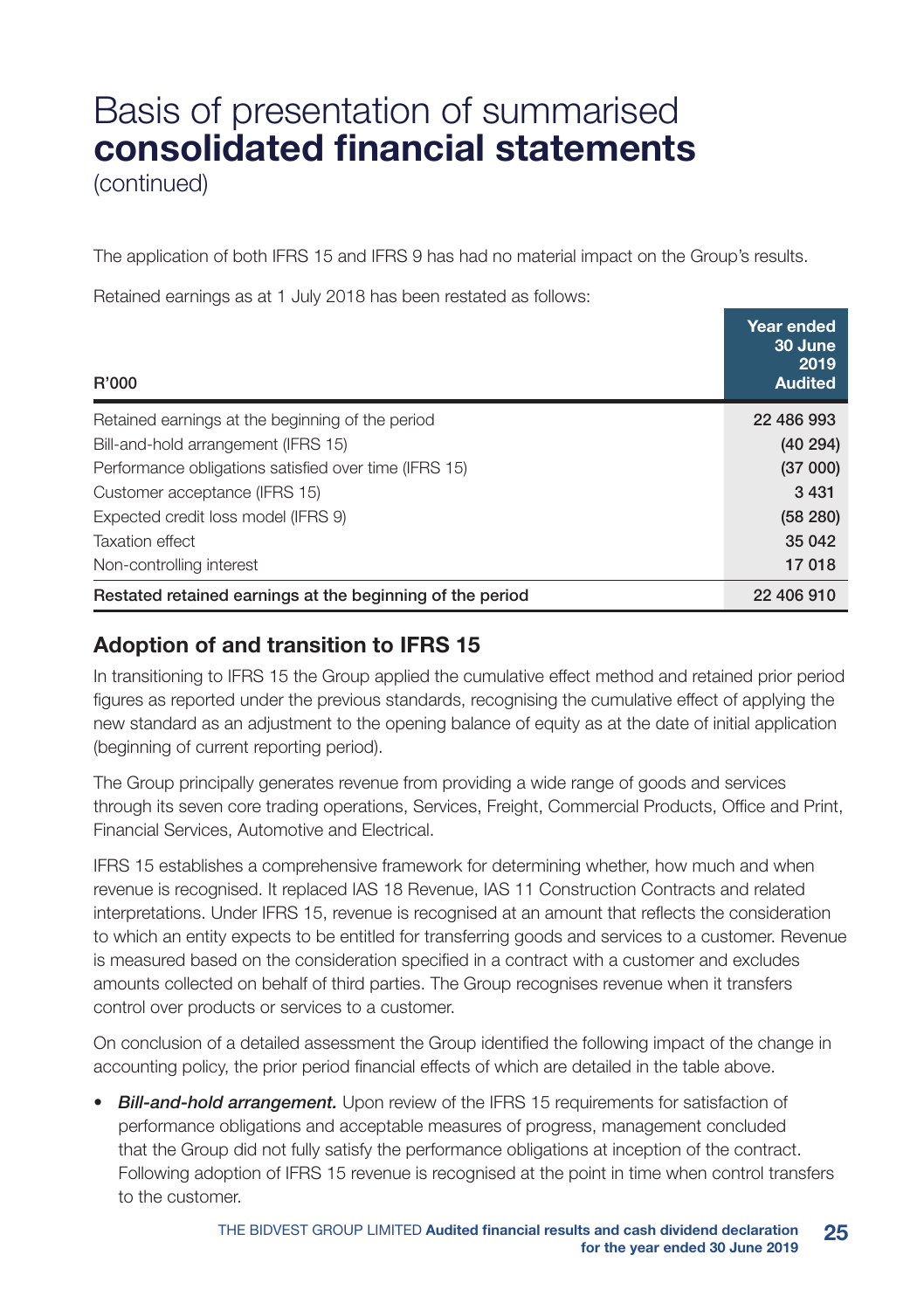# Basis of presentation of summarised **consolidated financial statements**

(continued)

The application of both IFRS 15 and IFRS 9 has had no material impact on the Group's results.

Retained earnings as at 1 July 2018 has been restated as follows:

| R'000 | Year ended 30 June 2019 Audited |
|---|---|
| Retained earnings at the beginning of the period | 22 486 993 |
| Bill-and-hold arrangement (IFRS 15) | (40 294) |
| Performance obligations satisfied over time (IFRS 15) | (37 000) |
| Customer acceptance (IFRS 15) | 3 431 |
| Expected credit loss model (IFRS 9) | (58 280) |
| Taxation effect | 35 042 |
| Non-controlling interest | 17 018 |
| **Restated retained earnings at the beginning of the period** | **22 406 910** |

## Adoption of and transition to IFRS 15

In transitioning to IFRS 15 the Group applied the cumulative effect method and retained prior period figures as reported under the previous standards, recognising the cumulative effect of applying the new standard as an adjustment to the opening balance of equity as at the date of initial application (beginning of current reporting period).

The Group principally generates revenue from providing a wide range of goods and services through its seven core trading operations, Services, Freight, Commercial Products, Office and Print, Financial Services, Automotive and Electrical.

IFRS 15 establishes a comprehensive framework for determining whether, how much and when revenue is recognised. It replaced IAS 18 Revenue, IAS 11 Construction Contracts and related interpretations. Under IFRS 15, revenue is recognised at an amount that reflects the consideration to which an entity expects to be entitled for transferring goods and services to a customer. Revenue is measured based on the consideration specified in a contract with a customer and excludes amounts collected on behalf of third parties. The Group recognises revenue when it transfers control over products or services to a customer.

On conclusion of a detailed assessment the Group identified the following impact of the change in accounting policy, the prior period financial effects of which are detailed in the table above.

- ***Bill-and-hold arrangement.*** Upon review of the IFRS 15 requirements for satisfaction of performance obligations and acceptable measures of progress, management concluded that the Group did not fully satisfy the performance obligations at inception of the contract. Following adoption of IFRS 15 revenue is recognised at the point in time when control transfers to the customer.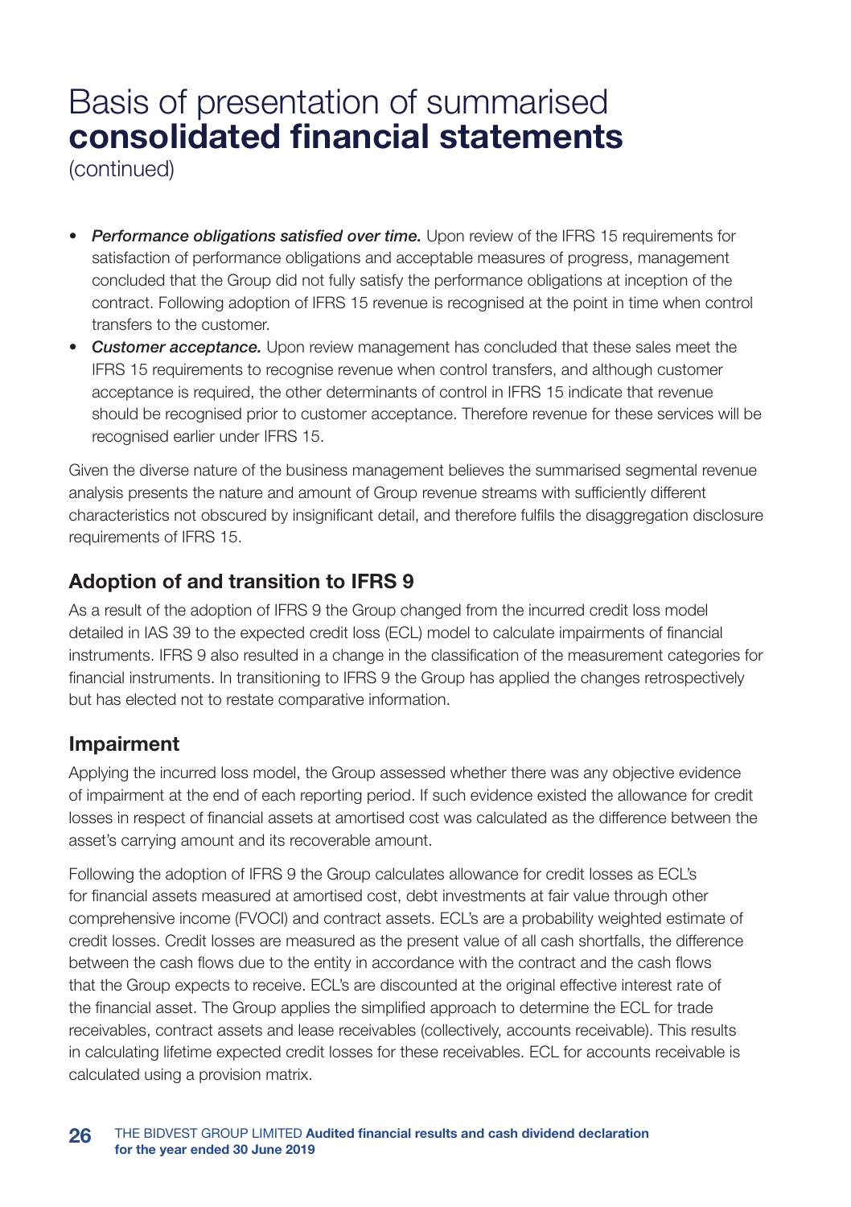# Basis of presentation of summarised **consolidated financial statements**

(continued)

- ***Performance obligations satisfied over time.*** Upon review of the IFRS 15 requirements for satisfaction of performance obligations and acceptable measures of progress, management concluded that the Group did not fully satisfy the performance obligations at inception of the contract. Following adoption of IFRS 15 revenue is recognised at the point in time when control transfers to the customer.
- ***Customer acceptance.*** Upon review management has concluded that these sales meet the IFRS 15 requirements to recognise revenue when control transfers, and although customer acceptance is required, the other determinants of control in IFRS 15 indicate that revenue should be recognised prior to customer acceptance. Therefore revenue for these services will be recognised earlier under IFRS 15.

Given the diverse nature of the business management believes the summarised segmental revenue analysis presents the nature and amount of Group revenue streams with sufficiently different characteristics not obscured by insignificant detail, and therefore fulfils the disaggregation disclosure requirements of IFRS 15.

## Adoption of and transition to IFRS 9

As a result of the adoption of IFRS 9 the Group changed from the incurred credit loss model detailed in IAS 39 to the expected credit loss (ECL) model to calculate impairments of financial instruments. IFRS 9 also resulted in a change in the classification of the measurement categories for financial instruments. In transitioning to IFRS 9 the Group has applied the changes retrospectively but has elected not to restate comparative information.

## Impairment

Applying the incurred loss model, the Group assessed whether there was any objective evidence of impairment at the end of each reporting period. If such evidence existed the allowance for credit losses in respect of financial assets at amortised cost was calculated as the difference between the asset's carrying amount and its recoverable amount.

Following the adoption of IFRS 9 the Group calculates allowance for credit losses as ECL's for financial assets measured at amortised cost, debt investments at fair value through other comprehensive income (FVOCI) and contract assets. ECL's are a probability weighted estimate of credit losses. Credit losses are measured as the present value of all cash shortfalls, the difference between the cash flows due to the entity in accordance with the contract and the cash flows that the Group expects to receive. ECL's are discounted at the original effective interest rate of the financial asset. The Group applies the simplified approach to determine the ECL for trade receivables, contract assets and lease receivables (collectively, accounts receivable). This results in calculating lifetime expected credit losses for these receivables. ECL for accounts receivable is calculated using a provision matrix.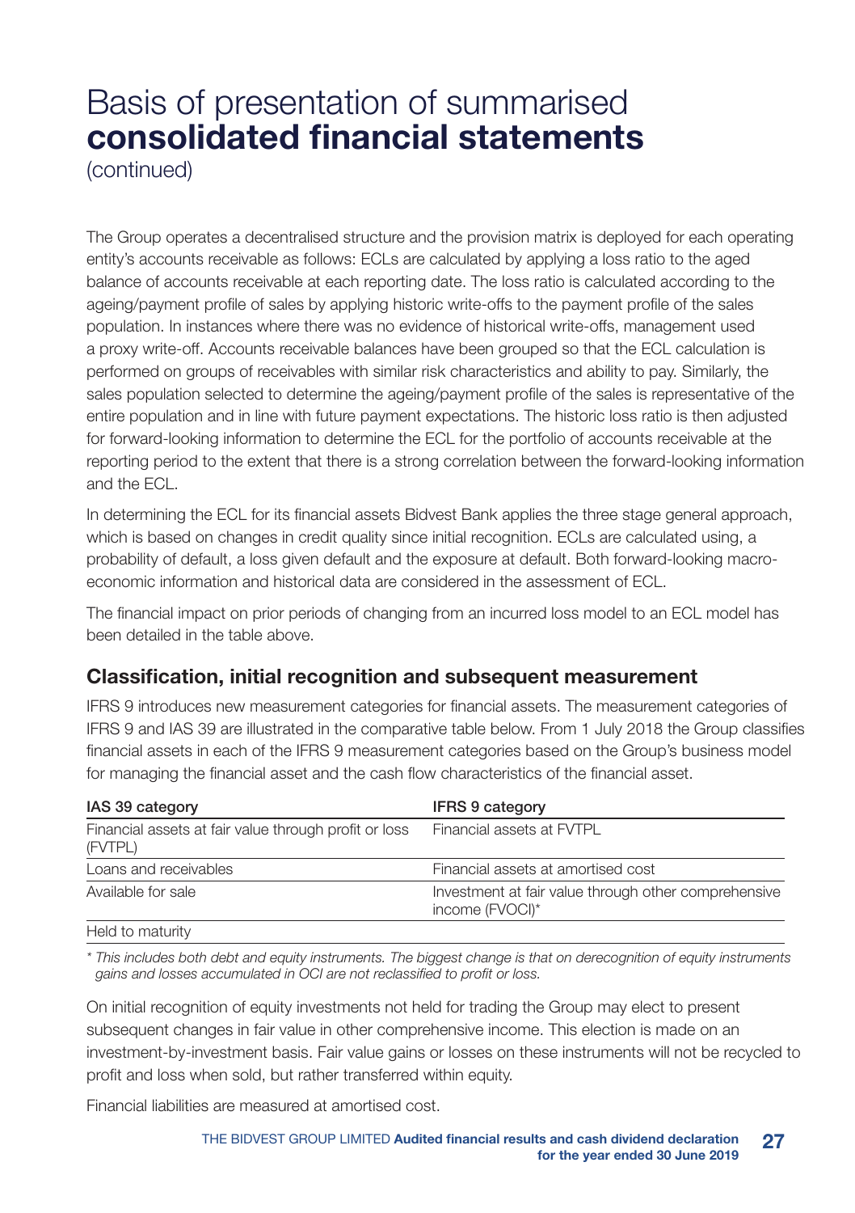# Basis of presentation of summarised **consolidated financial statements**

(continued)

The Group operates a decentralised structure and the provision matrix is deployed for each operating entity's accounts receivable as follows: ECLs are calculated by applying a loss ratio to the aged balance of accounts receivable at each reporting date. The loss ratio is calculated according to the ageing/payment profile of sales by applying historic write-offs to the payment profile of the sales population. In instances where there was no evidence of historical write-offs, management used a proxy write-off. Accounts receivable balances have been grouped so that the ECL calculation is performed on groups of receivables with similar risk characteristics and ability to pay. Similarly, the sales population selected to determine the ageing/payment profile of the sales is representative of the entire population and in line with future payment expectations. The historic loss ratio is then adjusted for forward-looking information to determine the ECL for the portfolio of accounts receivable at the reporting period to the extent that there is a strong correlation between the forward-looking information and the ECL.

In determining the ECL for its financial assets Bidvest Bank applies the three stage general approach, which is based on changes in credit quality since initial recognition. ECLs are calculated using, a probability of default, a loss given default and the exposure at default. Both forward-looking macro-economic information and historical data are considered in the assessment of ECL.

The financial impact on prior periods of changing from an incurred loss model to an ECL model has been detailed in the table above.

## Classification, initial recognition and subsequent measurement

IFRS 9 introduces new measurement categories for financial assets. The measurement categories of IFRS 9 and IAS 39 are illustrated in the comparative table below. From 1 July 2018 the Group classifies financial assets in each of the IFRS 9 measurement categories based on the Group's business model for managing the financial asset and the cash flow characteristics of the financial asset.

| IAS 39 category | IFRS 9 category |
|---|---|
| Financial assets at fair value through profit or loss (FVTPL) | Financial assets at FVTPL |
| Loans and receivables | Financial assets at amortised cost |
| Available for sale | Investment at fair value through other comprehensive income (FVOCI)* |
| Held to maturity | |

*\* This includes both debt and equity instruments. The biggest change is that on derecognition of equity instruments gains and losses accumulated in OCI are not reclassified to profit or loss.*

On initial recognition of equity investments not held for trading the Group may elect to present subsequent changes in fair value in other comprehensive income. This election is made on an investment-by-investment basis. Fair value gains or losses on these instruments will not be recycled to profit and loss when sold, but rather transferred within equity.

Financial liabilities are measured at amortised cost.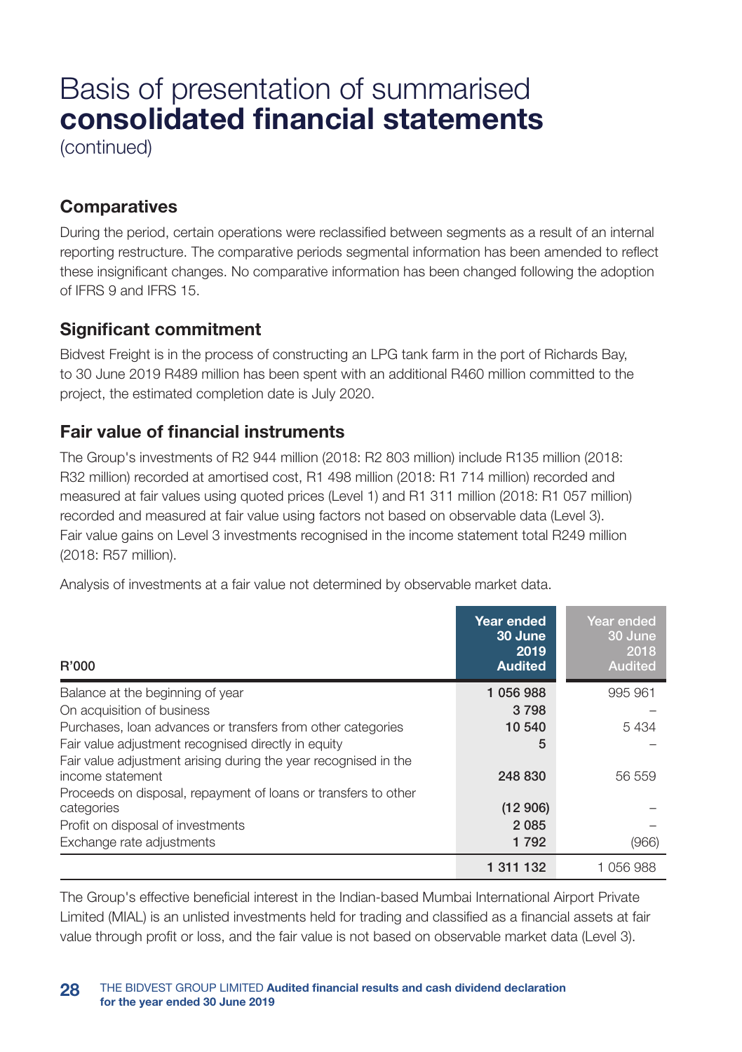# Basis of presentation of summarised **consolidated financial statements**

(continued)

## Comparatives

During the period, certain operations were reclassified between segments as a result of an internal reporting restructure. The comparative periods segmental information has been amended to reflect these insignificant changes. No comparative information has been changed following the adoption of IFRS 9 and IFRS 15.

## Significant commitment

Bidvest Freight is in the process of constructing an LPG tank farm in the port of Richards Bay, to 30 June 2019 R489 million has been spent with an additional R460 million committed to the project, the estimated completion date is July 2020.

## Fair value of financial instruments

The Group's investments of R2 944 million (2018: R2 803 million) include R135 million (2018: R32 million) recorded at amortised cost, R1 498 million (2018: R1 714 million) recorded and measured at fair values using quoted prices (Level 1) and R1 311 million (2018: R1 057 million) recorded and measured at fair value using factors not based on observable data (Level 3). Fair value gains on Level 3 investments recognised in the income statement total R249 million (2018: R57 million).

Analysis of investments at a fair value not determined by observable market data.

| R'000 | Year ended 30 June 2019 Audited | Year ended 30 June 2018 Audited |
|---|---|---|
| Balance at the beginning of year | 1 056 988 | 995 961 |
| On acquisition of business | 3 798 | – |
| Purchases, loan advances or transfers from other categories | 10 540 | 5 434 |
| Fair value adjustment recognised directly in equity | 5 | – |
| Fair value adjustment arising during the year recognised in the income statement | 248 830 | 56 559 |
| Proceeds on disposal, repayment of loans or transfers to other categories | (12 906) | – |
| Profit on disposal of investments | 2 085 | – |
| Exchange rate adjustments | 1 792 | (966) |
| | **1 311 132** | 1 056 988 |

The Group's effective beneficial interest in the Indian-based Mumbai International Airport Private Limited (MIAL) is an unlisted investments held for trading and classified as a financial assets at fair value through profit or loss, and the fair value is not based on observable market data (Level 3).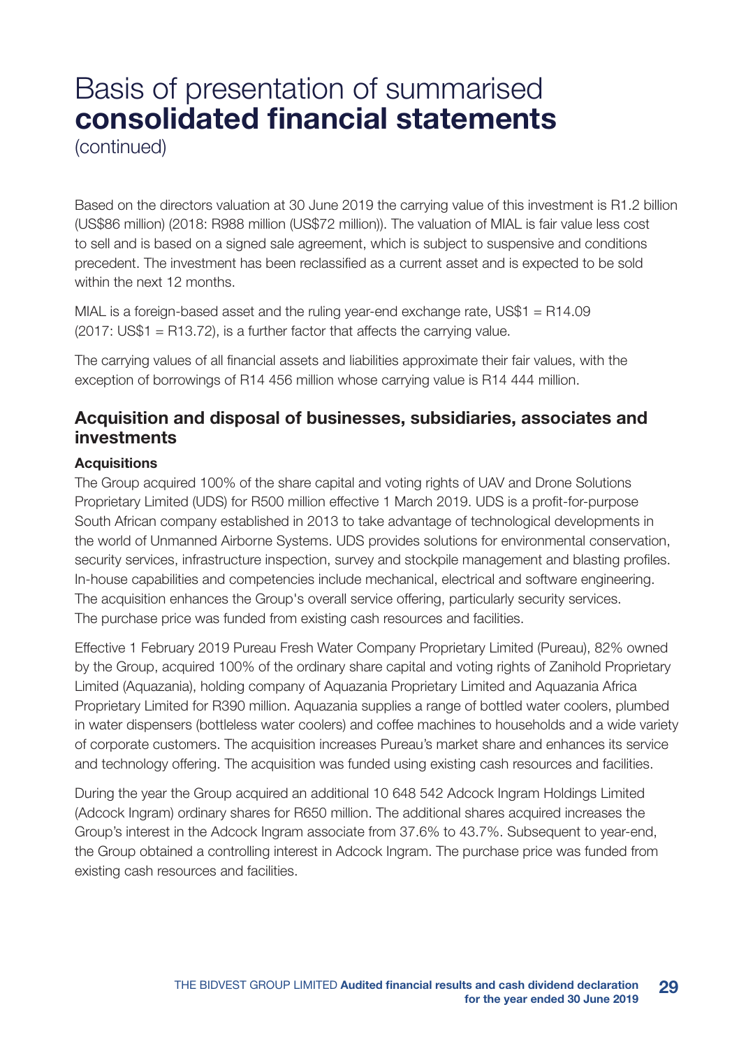# Basis of presentation of summarised **consolidated financial statements**

(continued)

Based on the directors valuation at 30 June 2019 the carrying value of this investment is R1.2 billion (US$86 million) (2018: R988 million (US$72 million)). The valuation of MIAL is fair value less cost to sell and is based on a signed sale agreement, which is subject to suspensive and conditions precedent. The investment has been reclassified as a current asset and is expected to be sold within the next 12 months.

MIAL is a foreign-based asset and the ruling year-end exchange rate, US$1 = R14.09 (2017: US$1 = R13.72), is a further factor that affects the carrying value.

The carrying values of all financial assets and liabilities approximate their fair values, with the exception of borrowings of R14 456 million whose carrying value is R14 444 million.

## Acquisition and disposal of businesses, subsidiaries, associates and investments

### Acquisitions

The Group acquired 100% of the share capital and voting rights of UAV and Drone Solutions Proprietary Limited (UDS) for R500 million effective 1 March 2019. UDS is a profit-for-purpose South African company established in 2013 to take advantage of technological developments in the world of Unmanned Airborne Systems. UDS provides solutions for environmental conservation, security services, infrastructure inspection, survey and stockpile management and blasting profiles. In-house capabilities and competencies include mechanical, electrical and software engineering. The acquisition enhances the Group's overall service offering, particularly security services. The purchase price was funded from existing cash resources and facilities.

Effective 1 February 2019 Pureau Fresh Water Company Proprietary Limited (Pureau), 82% owned by the Group, acquired 100% of the ordinary share capital and voting rights of Zanihold Proprietary Limited (Aquazania), holding company of Aquazania Proprietary Limited and Aquazania Africa Proprietary Limited for R390 million. Aquazania supplies a range of bottled water coolers, plumbed in water dispensers (bottleless water coolers) and coffee machines to households and a wide variety of corporate customers. The acquisition increases Pureau's market share and enhances its service and technology offering. The acquisition was funded using existing cash resources and facilities.

During the year the Group acquired an additional 10 648 542 Adcock Ingram Holdings Limited (Adcock Ingram) ordinary shares for R650 million. The additional shares acquired increases the Group's interest in the Adcock Ingram associate from 37.6% to 43.7%. Subsequent to year-end, the Group obtained a controlling interest in Adcock Ingram. The purchase price was funded from existing cash resources and facilities.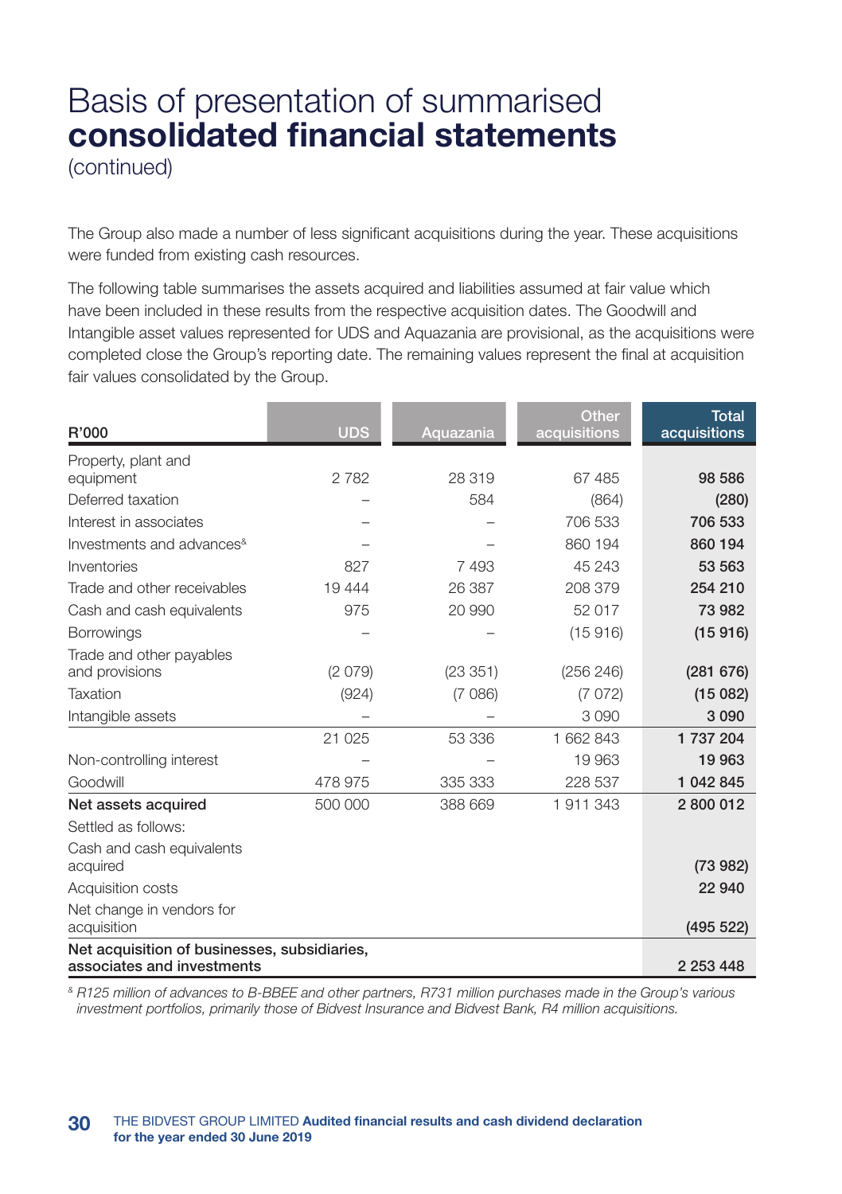# Basis of presentation of summarised **consolidated financial statements**

(continued)

The Group also made a number of less significant acquisitions during the year. These acquisitions were funded from existing cash resources.

The following table summarises the assets acquired and liabilities assumed at fair value which have been included in these results from the respective acquisition dates. The Goodwill and Intangible asset values represented for UDS and Aquazania are provisional, as the acquisitions were completed close the Group's reporting date. The remaining values represent the final at acquisition fair values consolidated by the Group.

| R'000 | UDS | Aquazania | Other acquisitions | Total acquisitions |
|---|---|---|---|---|
| Property, plant and equipment | 2 782 | 28 319 | 67 485 | **98 586** |
| Deferred taxation | – | 584 | (864) | **(280)** |
| Interest in associates | – | – | 706 533 | **706 533** |
| Investments and advances[&] | – | – | 860 194 | **860 194** |
| Inventories | 827 | 7 493 | 45 243 | **53 563** |
| Trade and other receivables | 19 444 | 26 387 | 208 379 | **254 210** |
| Cash and cash equivalents | 975 | 20 990 | 52 017 | **73 982** |
| Borrowings | – | – | (15 916) | **(15 916)** |
| Trade and other payables and provisions | (2 079) | (23 351) | (256 246) | **(281 676)** |
| Taxation | (924) | (7 086) | (7 072) | **(15 082)** |
| Intangible assets | – | – | 3 090 | **3 090** |
| | 21 025 | 53 336 | 1 662 843 | **1 737 204** |
| Non-controlling interest | – | – | 19 963 | **19 963** |
| Goodwill | 478 975 | 335 333 | 228 537 | **1 042 845** |
| **Net assets acquired** | 500 000 | 388 669 | 1 911 343 | **2 800 012** |
| Settled as follows: | | | | |
| Cash and cash equivalents acquired | | | | **(73 982)** |
| Acquisition costs | | | | **22 940** |
| Net change in vendors for acquisition | | | | **(495 522)** |
| **Net acquisition of businesses, subsidiaries, associates and investments** | | | | **2 253 448** |

[&] *R125 million of advances to B-BBEE and other partners, R731 million purchases made in the Group's various investment portfolios, primarily those of Bidvest Insurance and Bidvest Bank, R4 million acquisitions.*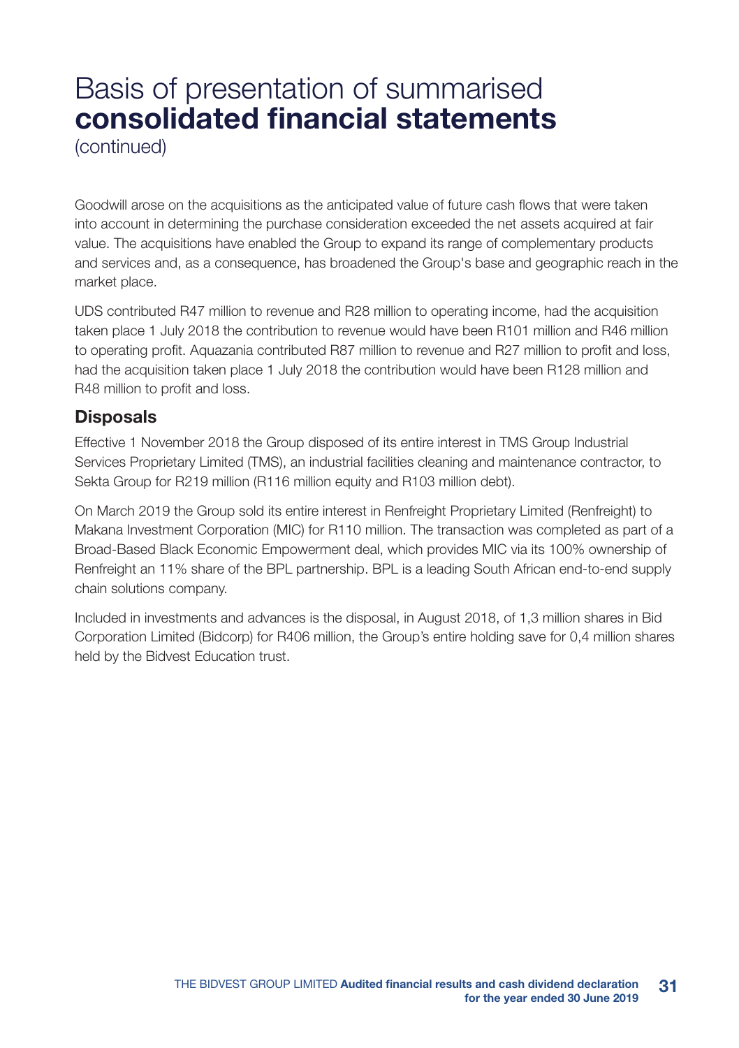# Basis of presentation of summarised **consolidated financial statements**

(continued)

Goodwill arose on the acquisitions as the anticipated value of future cash flows that were taken into account in determining the purchase consideration exceeded the net assets acquired at fair value. The acquisitions have enabled the Group to expand its range of complementary products and services and, as a consequence, has broadened the Group's base and geographic reach in the market place.

UDS contributed R47 million to revenue and R28 million to operating income, had the acquisition taken place 1 July 2018 the contribution to revenue would have been R101 million and R46 million to operating profit. Aquazania contributed R87 million to revenue and R27 million to profit and loss, had the acquisition taken place 1 July 2018 the contribution would have been R128 million and R48 million to profit and loss.

## Disposals

Effective 1 November 2018 the Group disposed of its entire interest in TMS Group Industrial Services Proprietary Limited (TMS), an industrial facilities cleaning and maintenance contractor, to Sekta Group for R219 million (R116 million equity and R103 million debt).

On March 2019 the Group sold its entire interest in Renfreight Proprietary Limited (Renfreight) to Makana Investment Corporation (MIC) for R110 million. The transaction was completed as part of a Broad-Based Black Economic Empowerment deal, which provides MIC via its 100% ownership of Renfreight an 11% share of the BPL partnership. BPL is a leading South African end-to-end supply chain solutions company.

Included in investments and advances is the disposal, in August 2018, of 1,3 million shares in Bid Corporation Limited (Bidcorp) for R406 million, the Group's entire holding save for 0,4 million shares held by the Bidvest Education trust.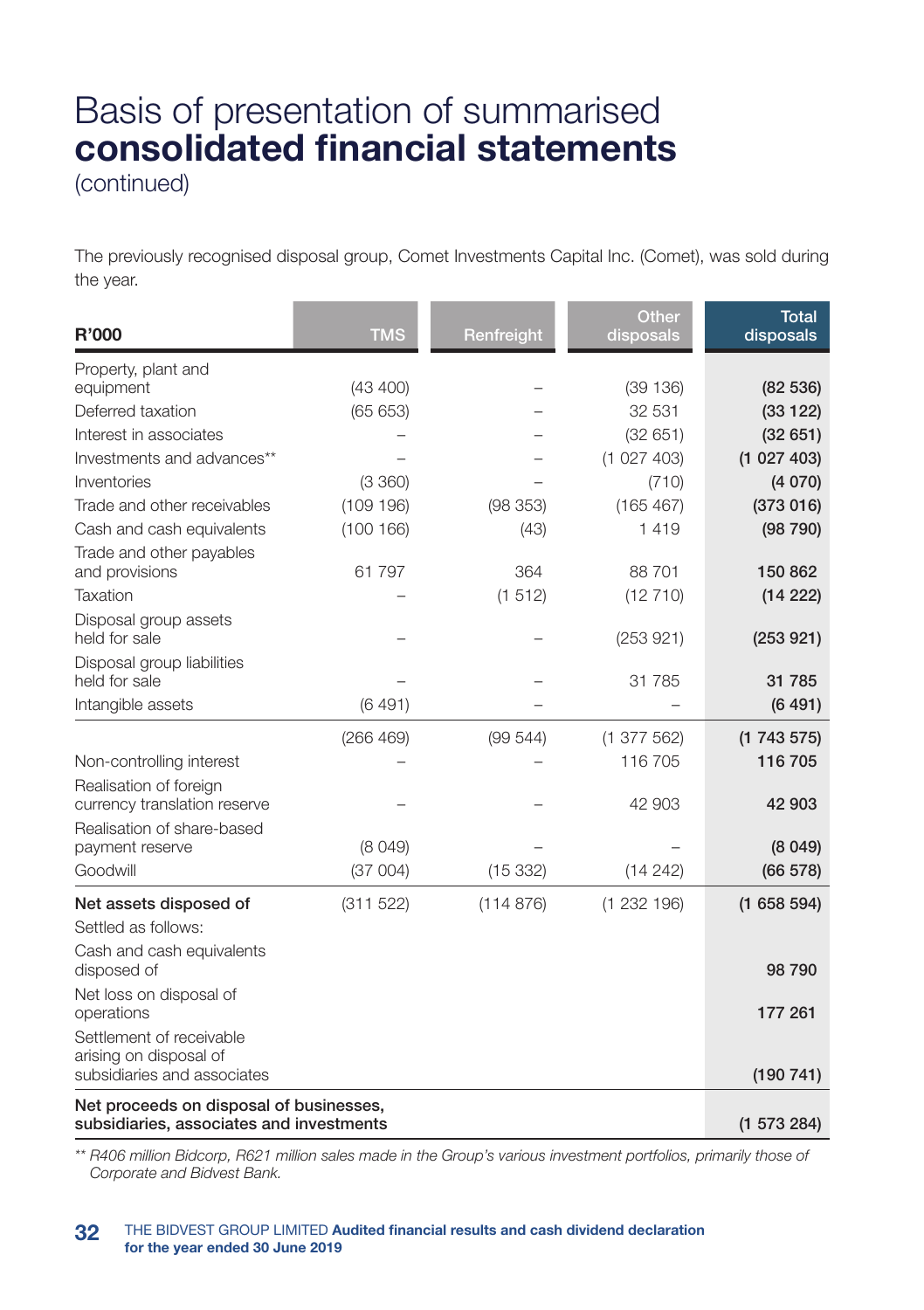# Basis of presentation of summarised **consolidated financial statements**

(continued)

The previously recognised disposal group, Comet Investments Capital Inc. (Comet), was sold during the year.

| R'000 | TMS | Renfreight | Other disposals | Total disposals |
|---|---|---|---|---|
| Property, plant and equipment | (43 400) | – | (39 136) | **(82 536)** |
| Deferred taxation | (65 653) | – | 32 531 | **(33 122)** |
| Interest in associates | – | – | (32 651) | **(32 651)** |
| Investments and advances** | – | – | (1 027 403) | **(1 027 403)** |
| Inventories | (3 360) | – | (710) | **(4 070)** |
| Trade and other receivables | (109 196) | (98 353) | (165 467) | **(373 016)** |
| Cash and cash equivalents | (100 166) | (43) | 1 419 | **(98 790)** |
| Trade and other payables and provisions | 61 797 | 364 | 88 701 | **150 862** |
| Taxation | – | (1 512) | (12 710) | **(14 222)** |
| Disposal group assets held for sale | – | – | (253 921) | **(253 921)** |
| Disposal group liabilities held for sale | – | – | 31 785 | **31 785** |
| Intangible assets | (6 491) | – | – | **(6 491)** |
| | (266 469) | (99 544) | (1 377 562) | **(1 743 575)** |
| Non-controlling interest | – | – | 116 705 | **116 705** |
| Realisation of foreign currency translation reserve | – | – | 42 903 | **42 903** |
| Realisation of share-based payment reserve | (8 049) | – | – | **(8 049)** |
| Goodwill | (37 004) | (15 332) | (14 242) | **(66 578)** |
| **Net assets disposed of** | (311 522) | (114 876) | (1 232 196) | **(1 658 594)** |
| Settled as follows: | | | | |
| Cash and cash equivalents disposed of | | | | **98 790** |
| Net loss on disposal of operations | | | | **177 261** |
| Settlement of receivable arising on disposal of subsidiaries and associates | | | | **(190 741)** |
| **Net proceeds on disposal of businesses, subsidiaries, associates and investments** | | | | **(1 573 284)** |

*** R406 million Bidcorp, R621 million sales made in the Group's various investment portfolios, primarily those of Corporate and Bidvest Bank.*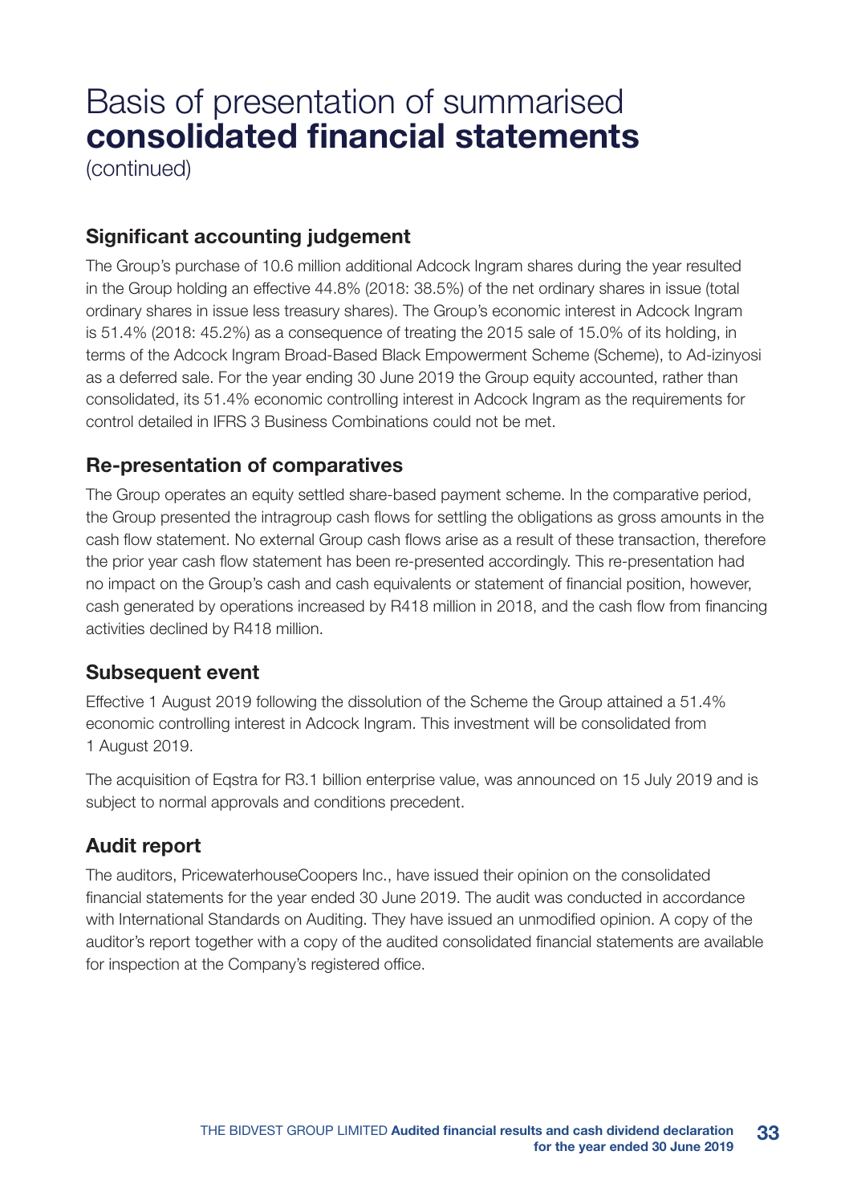# Basis of presentation of summarised **consolidated financial statements**

(continued)

## Significant accounting judgement

The Group's purchase of 10.6 million additional Adcock Ingram shares during the year resulted in the Group holding an effective 44.8% (2018: 38.5%) of the net ordinary shares in issue (total ordinary shares in issue less treasury shares). The Group's economic interest in Adcock Ingram is 51.4% (2018: 45.2%) as a consequence of treating the 2015 sale of 15.0% of its holding, in terms of the Adcock Ingram Broad-Based Black Empowerment Scheme (Scheme), to Ad-izinyosi as a deferred sale. For the year ending 30 June 2019 the Group equity accounted, rather than consolidated, its 51.4% economic controlling interest in Adcock Ingram as the requirements for control detailed in IFRS 3 Business Combinations could not be met.

## Re-presentation of comparatives

The Group operates an equity settled share-based payment scheme. In the comparative period, the Group presented the intragroup cash flows for settling the obligations as gross amounts in the cash flow statement. No external Group cash flows arise as a result of these transaction, therefore the prior year cash flow statement has been re-presented accordingly. This re-presentation had no impact on the Group's cash and cash equivalents or statement of financial position, however, cash generated by operations increased by R418 million in 2018, and the cash flow from financing activities declined by R418 million.

## Subsequent event

Effective 1 August 2019 following the dissolution of the Scheme the Group attained a 51.4% economic controlling interest in Adcock Ingram. This investment will be consolidated from 1 August 2019.

The acquisition of Eqstra for R3.1 billion enterprise value, was announced on 15 July 2019 and is subject to normal approvals and conditions precedent.

## Audit report

The auditors, PricewaterhouseCoopers Inc., have issued their opinion on the consolidated financial statements for the year ended 30 June 2019. The audit was conducted in accordance with International Standards on Auditing. They have issued an unmodified opinion. A copy of the auditor's report together with a copy of the audited consolidated financial statements are available for inspection at the Company's registered office.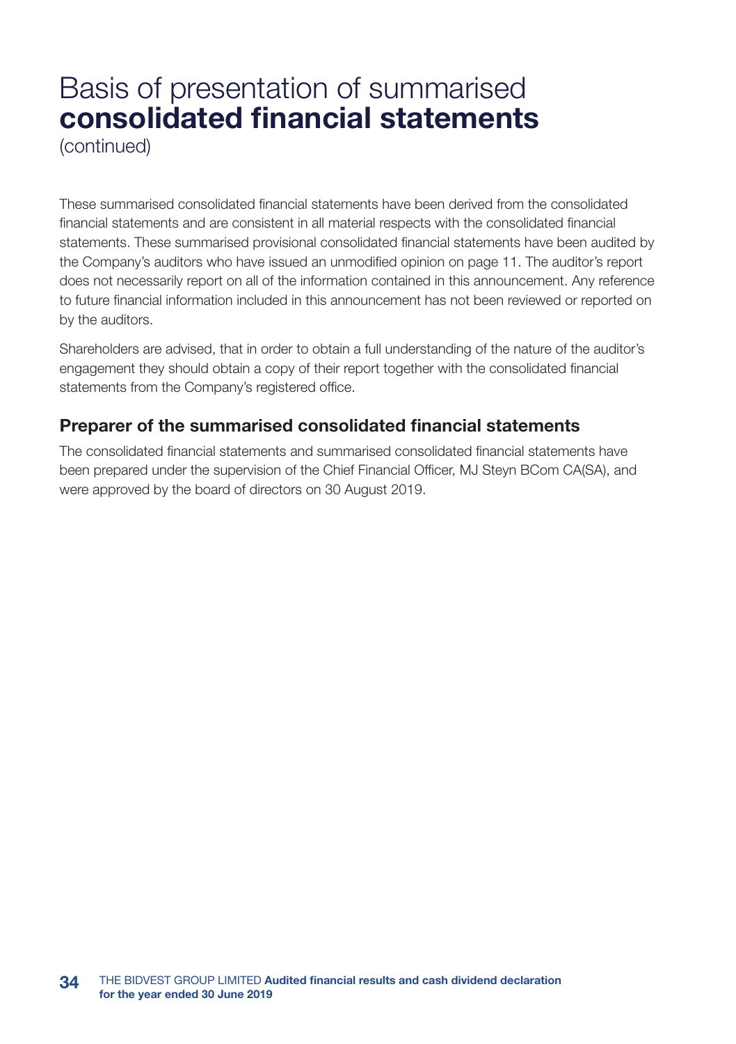# Basis of presentation of summarised **consolidated financial statements**

(continued)

These summarised consolidated financial statements have been derived from the consolidated financial statements and are consistent in all material respects with the consolidated financial statements. These summarised provisional consolidated financial statements have been audited by the Company's auditors who have issued an unmodified opinion on page 11. The auditor's report does not necessarily report on all of the information contained in this announcement. Any reference to future financial information included in this announcement has not been reviewed or reported on by the auditors.

Shareholders are advised, that in order to obtain a full understanding of the nature of the auditor's engagement they should obtain a copy of their report together with the consolidated financial statements from the Company's registered office.

## Preparer of the summarised consolidated financial statements

The consolidated financial statements and summarised consolidated financial statements have been prepared under the supervision of the Chief Financial Officer, MJ Steyn BCom CA(SA), and were approved by the board of directors on 30 August 2019.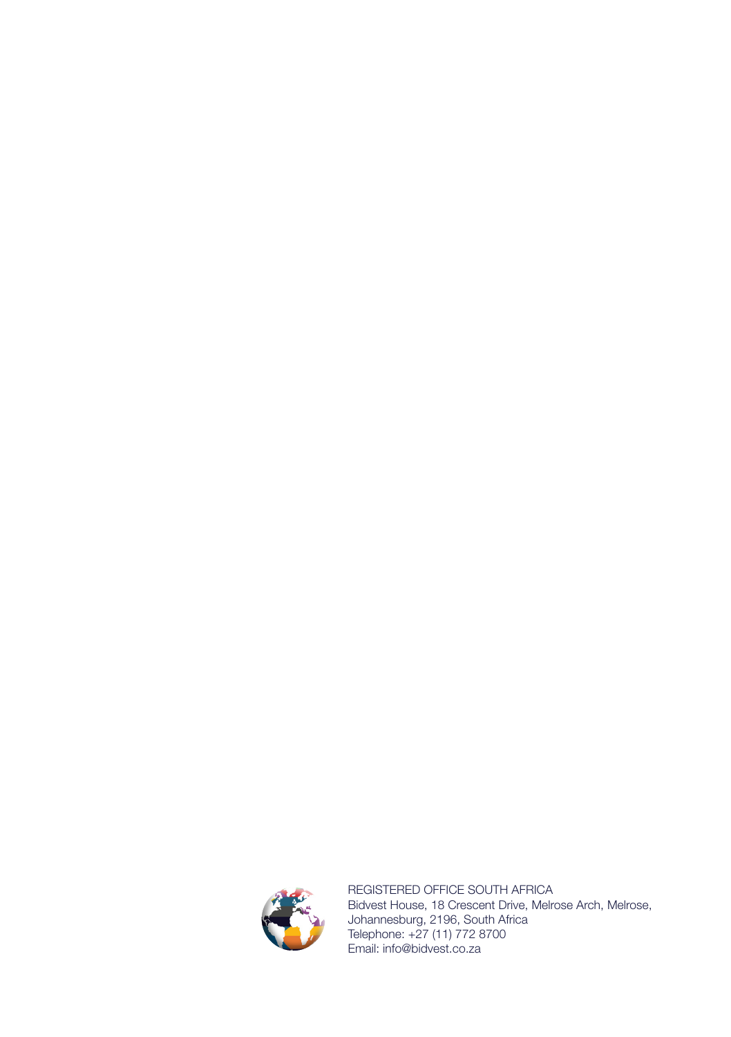REGISTERED OFFICE SOUTH AFRICA
Bidvest House, 18 Crescent Drive, Melrose Arch, Melrose,
Johannesburg, 2196, South Africa
Telephone: +27 (11) 772 8700
Email: info@bidvest.co.za